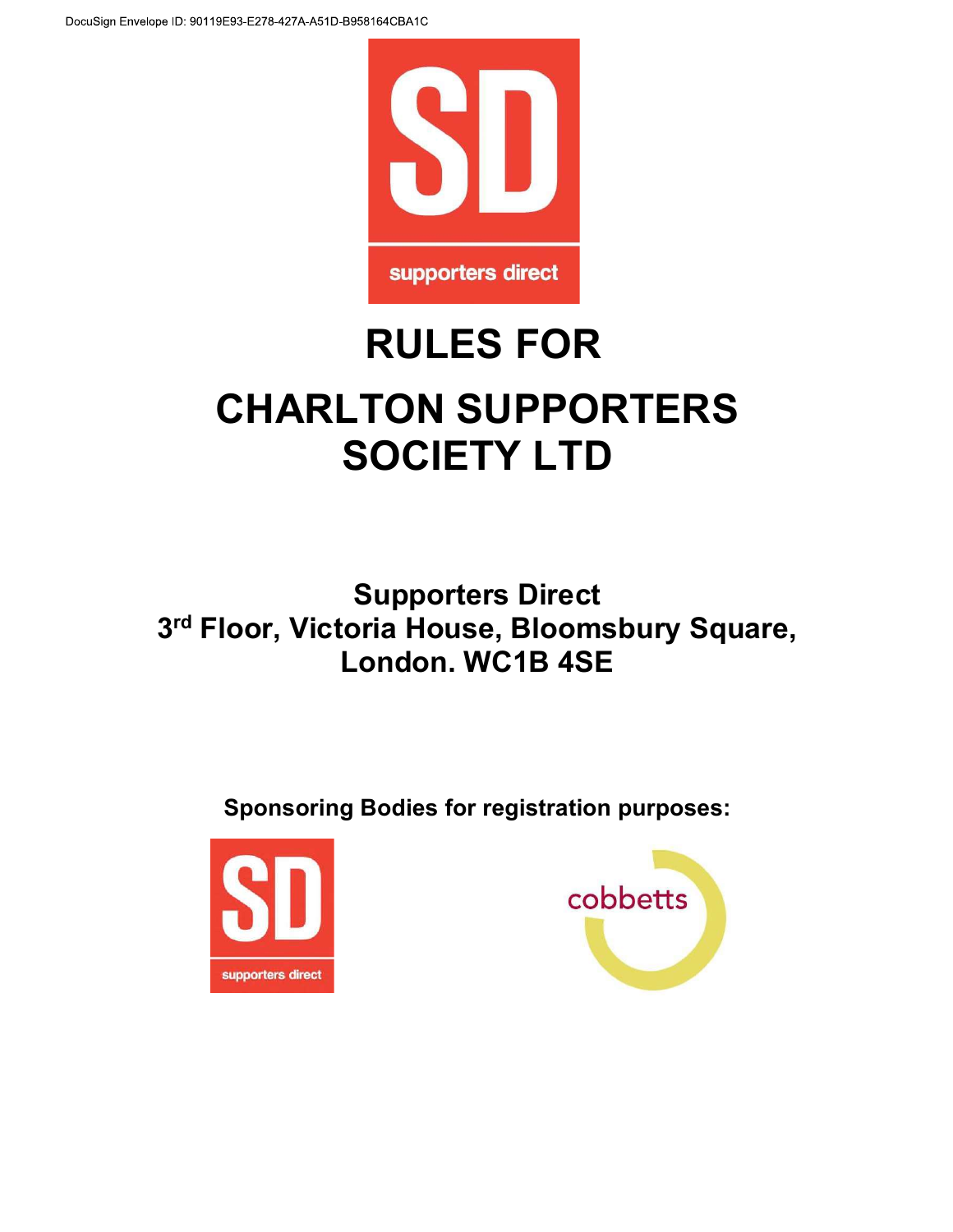DocuSign Envelope ID: 90119E93-E278-427A-A51D-B958164CBA1C

# RULES FOR

# CHARLTON SUPPORTERS SOCIETY LTD

**Supporters Direct**
**3rd Floor, Victoria House, Bloomsbury Square, London. WC1B 4SE**

**Sponsoring Bodies for registration purposes:**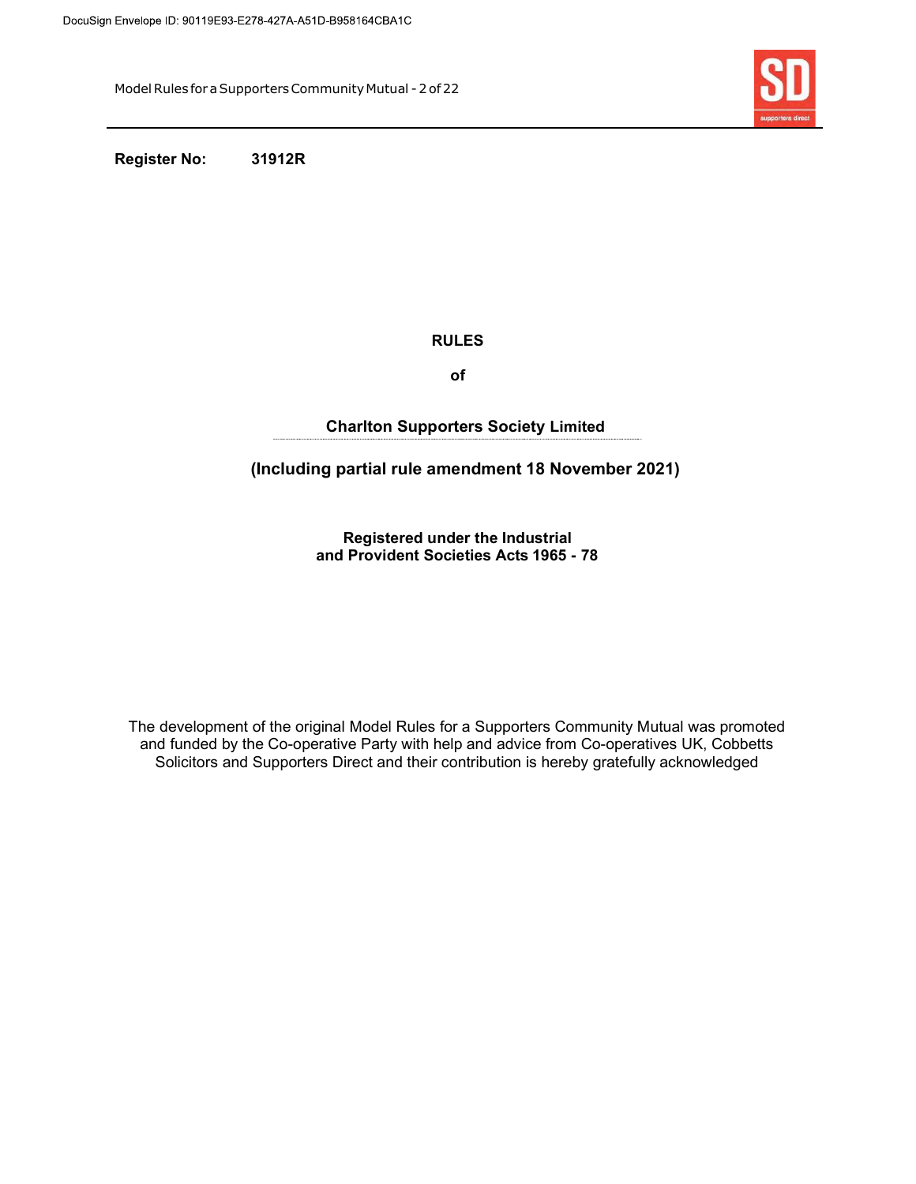**Register No:** **31912R**

# RULES

**of**

**Charlton Supporters Society Limited**

**(Including partial rule amendment 18 November 2021)**

**Registered under the Industrial and Provident Societies Acts 1965 - 78**

The development of the original Model Rules for a Supporters Community Mutual was promoted and funded by the Co-operative Party with help and advice from Co-operatives UK, Cobbetts Solicitors and Supporters Direct and their contribution is hereby gratefully acknowledged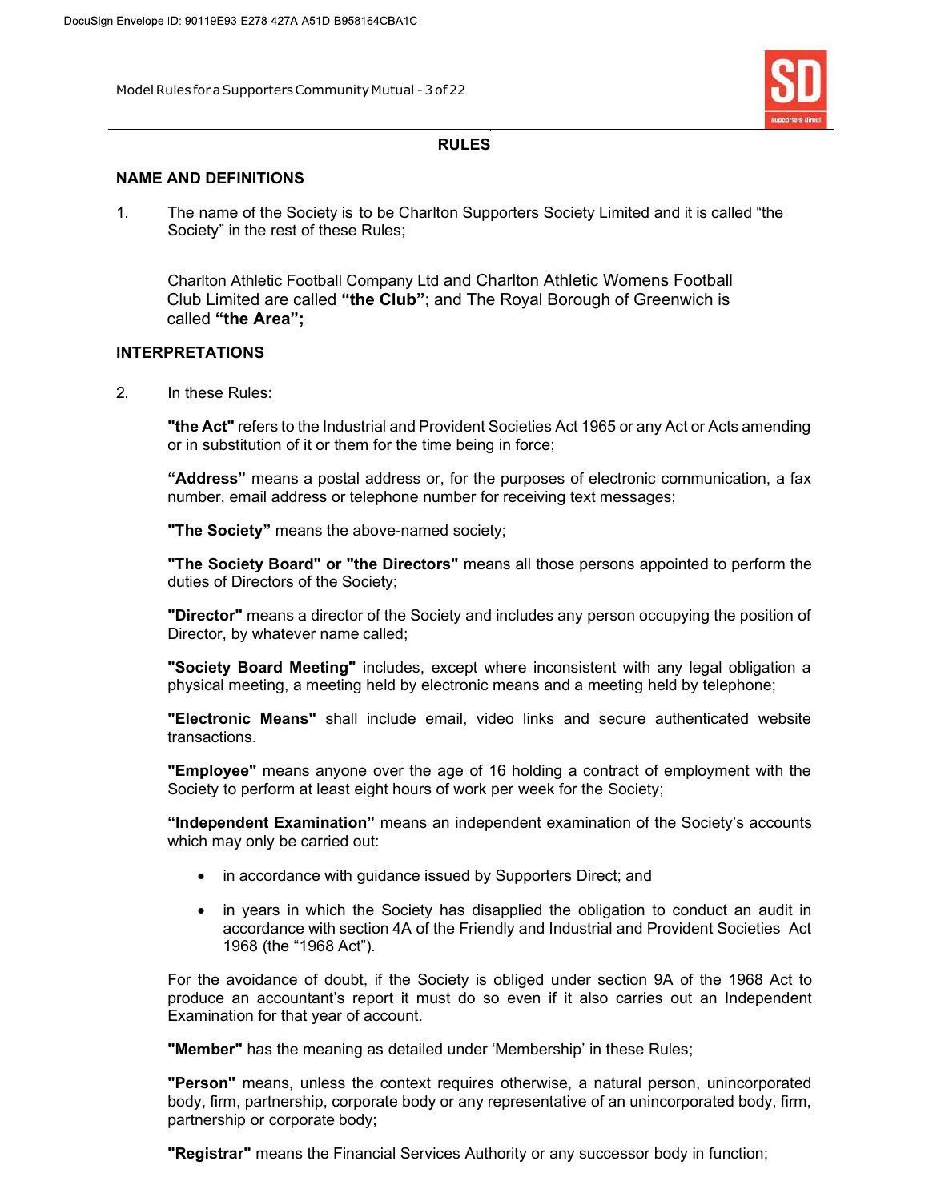## RULES

### NAME AND DEFINITIONS

1. The name of the Society is to be Charlton Supporters Society Limited and it is called "the Society" in the rest of these Rules;

   Charlton Athletic Football Company Ltd and Charlton Athletic Womens Football Club Limited are called **"the Club"**; and The Royal Borough of Greenwich is called **"the Area";**

### INTERPRETATIONS

2. In these Rules:

   **"the Act"** refers to the Industrial and Provident Societies Act 1965 or any Act or Acts amending or in substitution of it or them for the time being in force;

   **"Address"** means a postal address or, for the purposes of electronic communication, a fax number, email address or telephone number for receiving text messages;

   **"The Society"** means the above-named society;

   **"The Society Board" or "the Directors"** means all those persons appointed to perform the duties of Directors of the Society;

   **"Director"** means a director of the Society and includes any person occupying the position of Director, by whatever name called;

   **"Society Board Meeting"** includes, except where inconsistent with any legal obligation a physical meeting, a meeting held by electronic means and a meeting held by telephone;

   **"Electronic Means"** shall include email, video links and secure authenticated website transactions.

   **"Employee"** means anyone over the age of 16 holding a contract of employment with the Society to perform at least eight hours of work per week for the Society;

   **"Independent Examination"** means an independent examination of the Society's accounts which may only be carried out:

   - in accordance with guidance issued by Supporters Direct; and
   - in years in which the Society has disapplied the obligation to conduct an audit in accordance with section 4A of the Friendly and Industrial and Provident Societies Act 1968 (the "1968 Act").

   For the avoidance of doubt, if the Society is obliged under section 9A of the 1968 Act to produce an accountant's report it must do so even if it also carries out an Independent Examination for that year of account.

   **"Member"** has the meaning as detailed under 'Membership' in these Rules;

   **"Person"** means, unless the context requires otherwise, a natural person, unincorporated body, firm, partnership, corporate body or any representative of an unincorporated body, firm, partnership or corporate body;

   **"Registrar"** means the Financial Services Authority or any successor body in function;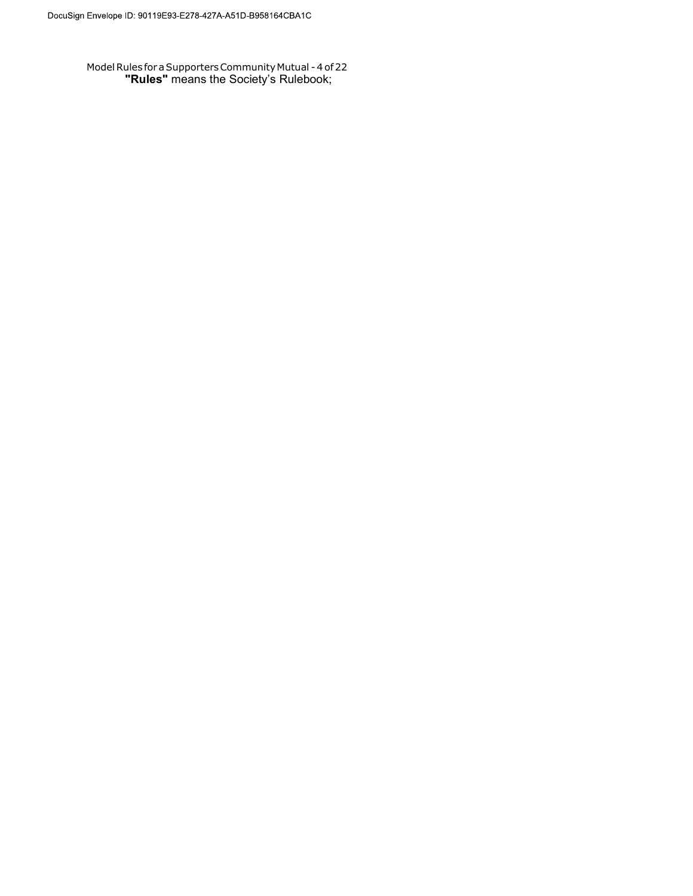**"Rules"** means the Society's Rulebook;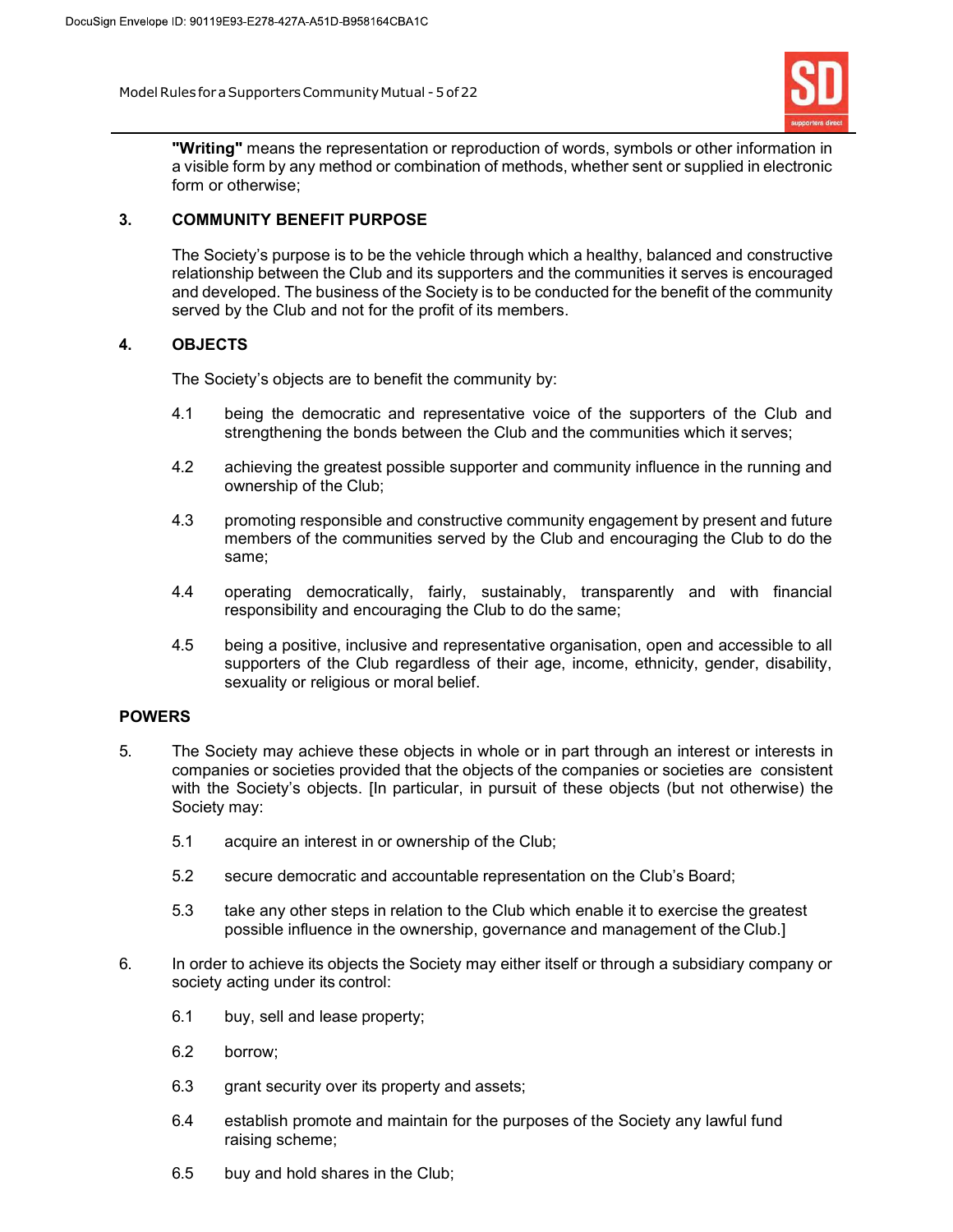**"Writing"** means the representation or reproduction of words, symbols or other information in a visible form by any method or combination of methods, whether sent or supplied in electronic form or otherwise;

## 3. COMMUNITY BENEFIT PURPOSE

The Society's purpose is to be the vehicle through which a healthy, balanced and constructive relationship between the Club and its supporters and the communities it serves is encouraged and developed. The business of the Society is to be conducted for the benefit of the community served by the Club and not for the profit of its members.

## 4. OBJECTS

The Society's objects are to benefit the community by:

4.1 being the democratic and representative voice of the supporters of the Club and strengthening the bonds between the Club and the communities which it serves;

4.2 achieving the greatest possible supporter and community influence in the running and ownership of the Club;

4.3 promoting responsible and constructive community engagement by present and future members of the communities served by the Club and encouraging the Club to do the same;

4.4 operating democratically, fairly, sustainably, transparently and with financial responsibility and encouraging the Club to do the same;

4.5 being a positive, inclusive and representative organisation, open and accessible to all supporters of the Club regardless of their age, income, ethnicity, gender, disability, sexuality or religious or moral belief.

## POWERS

5. The Society may achieve these objects in whole or in part through an interest or interests in companies or societies provided that the objects of the companies or societies are consistent with the Society's objects. [In particular, in pursuit of these objects (but not otherwise) the Society may:

   5.1 acquire an interest in or ownership of the Club;

   5.2 secure democratic and accountable representation on the Club's Board;

   5.3 take any other steps in relation to the Club which enable it to exercise the greatest possible influence in the ownership, governance and management of the Club.]

6. In order to achieve its objects the Society may either itself or through a subsidiary company or society acting under its control:

   6.1 buy, sell and lease property;

   6.2 borrow;

   6.3 grant security over its property and assets;

   6.4 establish promote and maintain for the purposes of the Society any lawful fund raising scheme;

   6.5 buy and hold shares in the Club;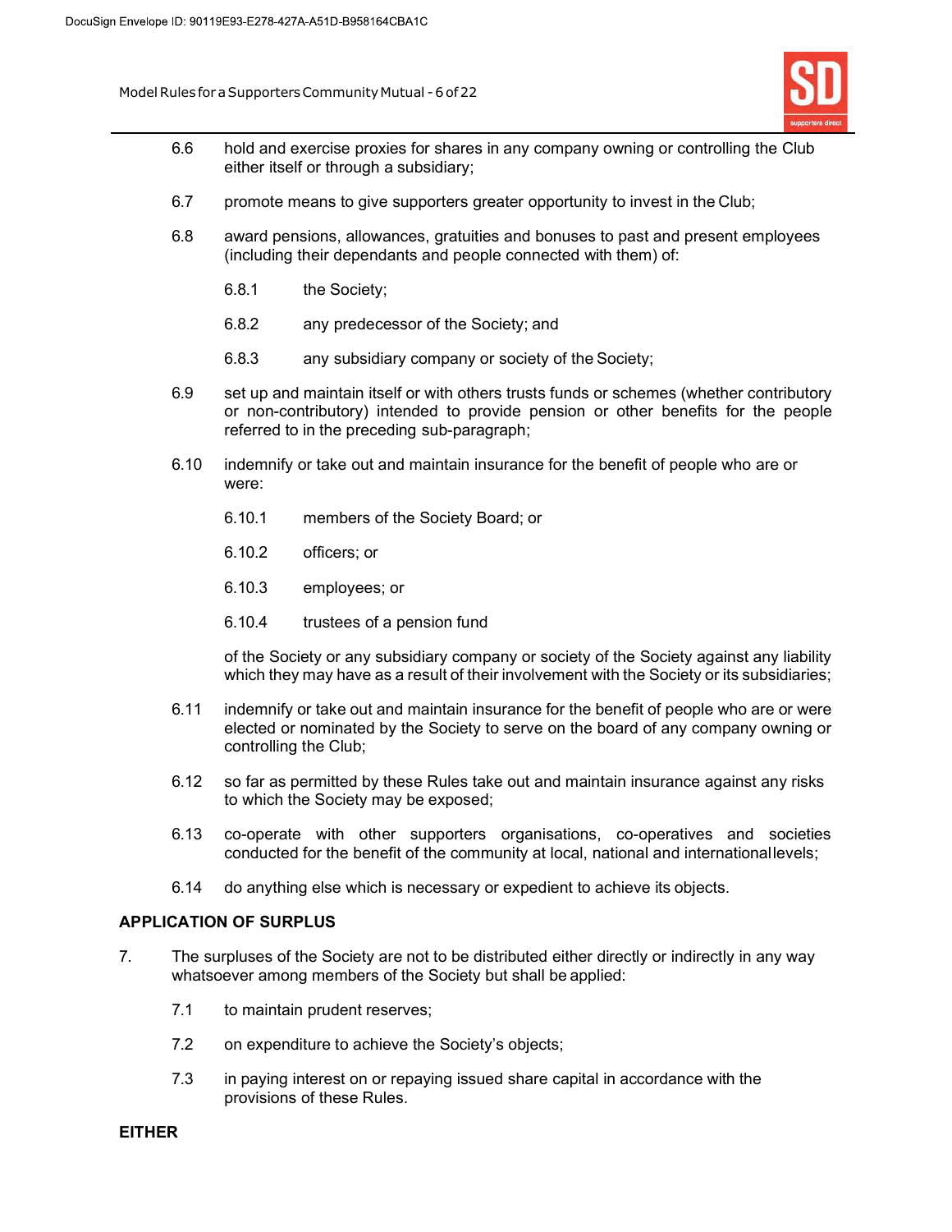6.6 hold and exercise proxies for shares in any company owning or controlling the Club either itself or through a subsidiary;

6.7 promote means to give supporters greater opportunity to invest in the Club;

6.8 award pensions, allowances, gratuities and bonuses to past and present employees (including their dependants and people connected with them) of:

6.8.1 the Society;

6.8.2 any predecessor of the Society; and

6.8.3 any subsidiary company or society of the Society;

6.9 set up and maintain itself or with others trusts funds or schemes (whether contributory or non-contributory) intended to provide pension or other benefits for the people referred to in the preceding sub-paragraph;

6.10 indemnify or take out and maintain insurance for the benefit of people who are or were:

6.10.1 members of the Society Board; or

6.10.2 officers; or

6.10.3 employees; or

6.10.4 trustees of a pension fund

of the Society or any subsidiary company or society of the Society against any liability which they may have as a result of their involvement with the Society or its subsidiaries;

6.11 indemnify or take out and maintain insurance for the benefit of people who are or were elected or nominated by the Society to serve on the board of any company owning or controlling the Club;

6.12 so far as permitted by these Rules take out and maintain insurance against any risks to which the Society may be exposed;

6.13 co-operate with other supporters organisations, co-operatives and societies conducted for the benefit of the community at local, national and international levels;

6.14 do anything else which is necessary or expedient to achieve its objects.

## APPLICATION OF SURPLUS

7. The surpluses of the Society are not to be distributed either directly or indirectly in any way whatsoever among members of the Society but shall be applied:

7.1 to maintain prudent reserves;

7.2 on expenditure to achieve the Society's objects;

7.3 in paying interest on or repaying issued share capital in accordance with the provisions of these Rules.

**EITHER**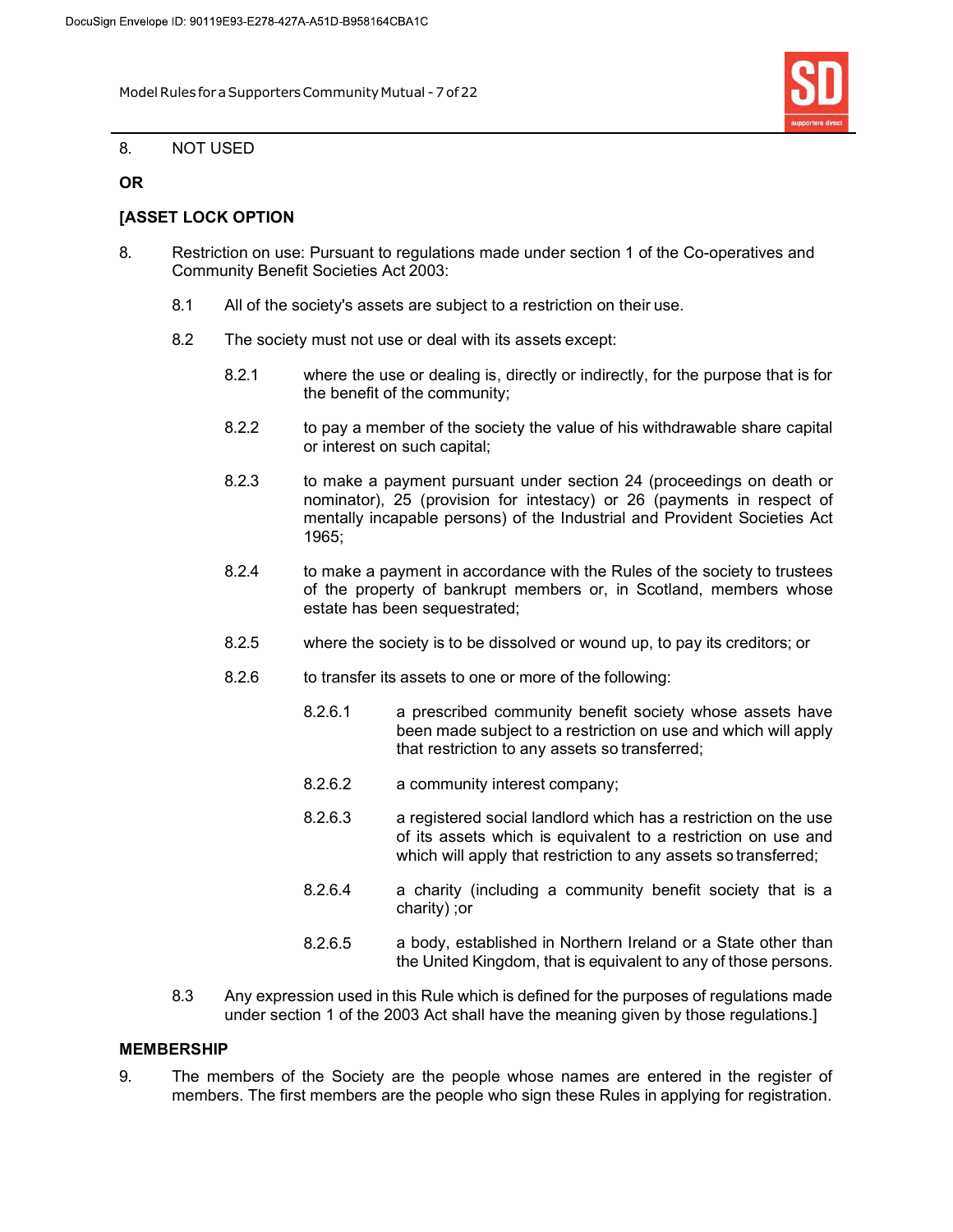8. NOT USED

**OR**

**[ASSET LOCK OPTION**

8. Restriction on use: Pursuant to regulations made under section 1 of the Co-operatives and Community Benefit Societies Act 2003:

   8.1 All of the society's assets are subject to a restriction on their use.

   8.2 The society must not use or deal with its assets except:

      8.2.1 where the use or dealing is, directly or indirectly, for the purpose that is for the benefit of the community;

      8.2.2 to pay a member of the society the value of his withdrawable share capital or interest on such capital;

      8.2.3 to make a payment pursuant under section 24 (proceedings on death or nominator), 25 (provision for intestacy) or 26 (payments in respect of mentally incapable persons) of the Industrial and Provident Societies Act 1965;

      8.2.4 to make a payment in accordance with the Rules of the society to trustees of the property of bankrupt members or, in Scotland, members whose estate has been sequestrated;

      8.2.5 where the society is to be dissolved or wound up, to pay its creditors; or

      8.2.6 to transfer its assets to one or more of the following:

         8.2.6.1 a prescribed community benefit society whose assets have been made subject to a restriction on use and which will apply that restriction to any assets so transferred;

         8.2.6.2 a community interest company;

         8.2.6.3 a registered social landlord which has a restriction on the use of its assets which is equivalent to a restriction on use and which will apply that restriction to any assets so transferred;

         8.2.6.4 a charity (including a community benefit society that is a charity) ;or

         8.2.6.5 a body, established in Northern Ireland or a State other than the United Kingdom, that is equivalent to any of those persons.

   8.3 Any expression used in this Rule which is defined for the purposes of regulations made under section 1 of the 2003 Act shall have the meaning given by those regulations.]

**MEMBERSHIP**

9. The members of the Society are the people whose names are entered in the register of members. The first members are the people who sign these Rules in applying for registration.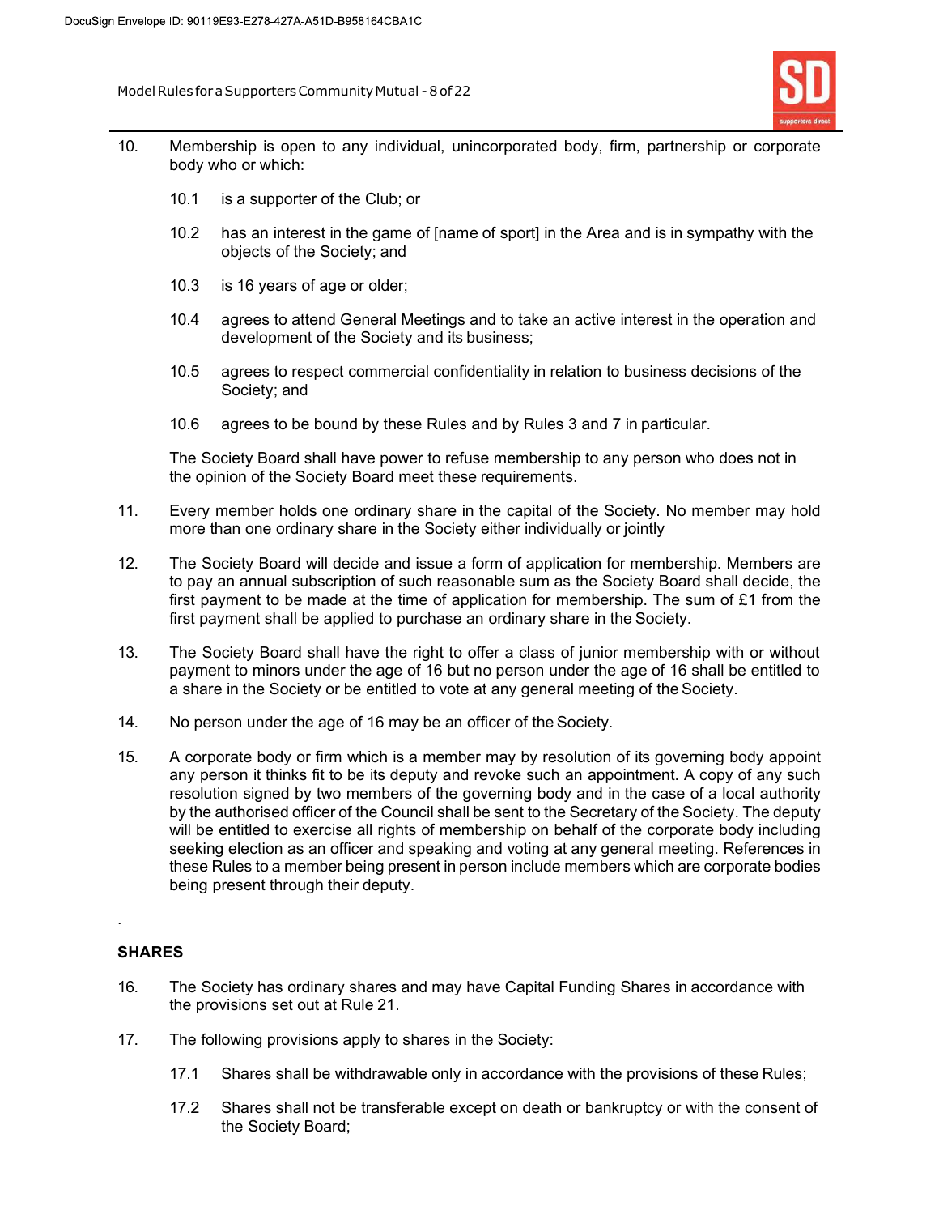10. Membership is open to any individual, unincorporated body, firm, partnership or corporate body who or which:

    10.1 is a supporter of the Club; or

    10.2 has an interest in the game of [name of sport] in the Area and is in sympathy with the objects of the Society; and

    10.3 is 16 years of age or older;

    10.4 agrees to attend General Meetings and to take an active interest in the operation and development of the Society and its business;

    10.5 agrees to respect commercial confidentiality in relation to business decisions of the Society; and

    10.6 agrees to be bound by these Rules and by Rules 3 and 7 in particular.

    The Society Board shall have power to refuse membership to any person who does not in the opinion of the Society Board meet these requirements.

11. Every member holds one ordinary share in the capital of the Society. No member may hold more than one ordinary share in the Society either individually or jointly

12. The Society Board will decide and issue a form of application for membership. Members are to pay an annual subscription of such reasonable sum as the Society Board shall decide, the first payment to be made at the time of application for membership. The sum of £1 from the first payment shall be applied to purchase an ordinary share in the Society.

13. The Society Board shall have the right to offer a class of junior membership with or without payment to minors under the age of 16 but no person under the age of 16 shall be entitled to a share in the Society or be entitled to vote at any general meeting of the Society.

14. No person under the age of 16 may be an officer of the Society.

15. A corporate body or firm which is a member may by resolution of its governing body appoint any person it thinks fit to be its deputy and revoke such an appointment. A copy of any such resolution signed by two members of the governing body and in the case of a local authority by the authorised officer of the Council shall be sent to the Secretary of the Society. The deputy will be entitled to exercise all rights of membership on behalf of the corporate body including seeking election as an officer and speaking and voting at any general meeting. References in these Rules to a member being present in person include members which are corporate bodies being present through their deputy.

## SHARES

16. The Society has ordinary shares and may have Capital Funding Shares in accordance with the provisions set out at Rule 21.

17. The following provisions apply to shares in the Society:

    17.1 Shares shall be withdrawable only in accordance with the provisions of these Rules;

    17.2 Shares shall not be transferable except on death or bankruptcy or with the consent of the Society Board;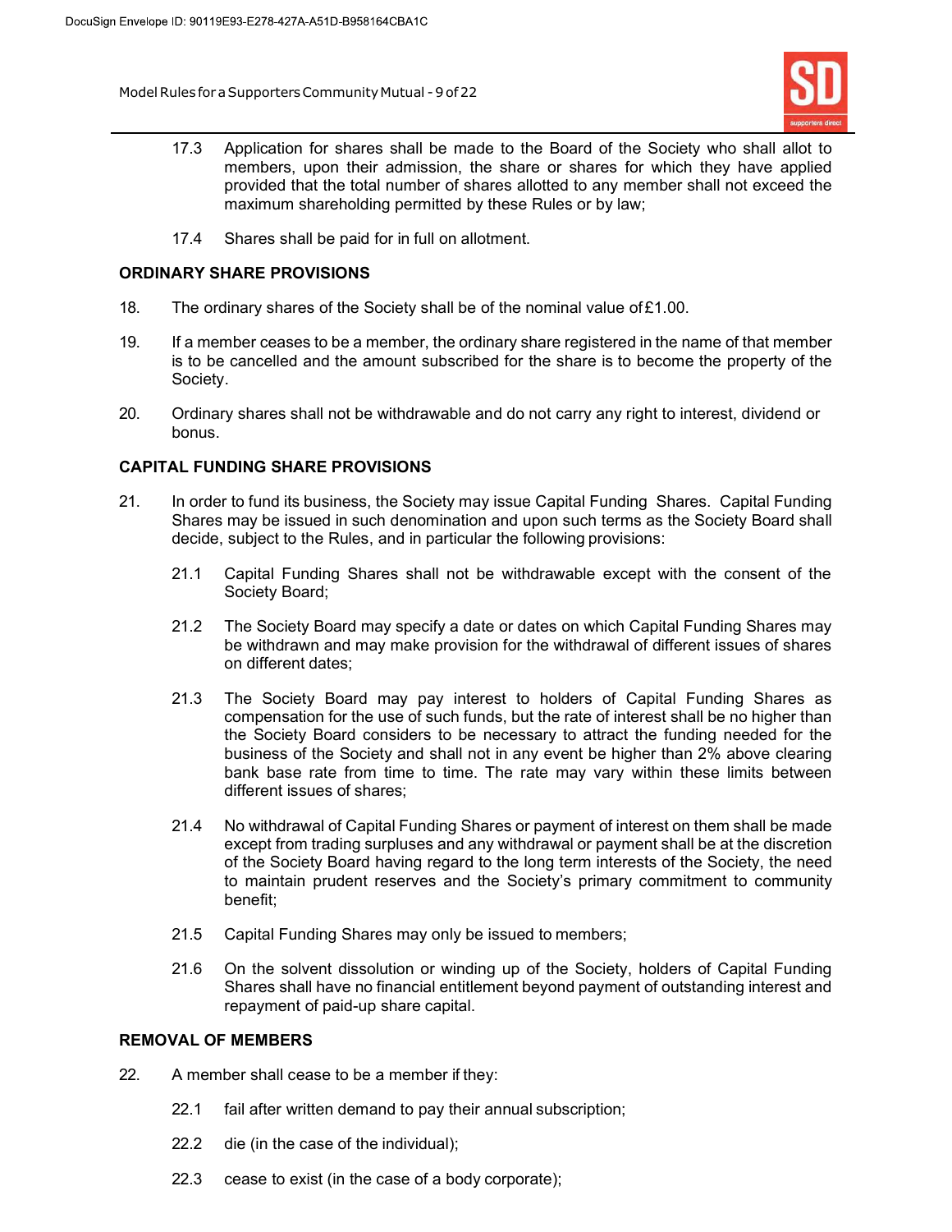17.3 Application for shares shall be made to the Board of the Society who shall allot to members, upon their admission, the share or shares for which they have applied provided that the total number of shares allotted to any member shall not exceed the maximum shareholding permitted by these Rules or by law;

17.4 Shares shall be paid for in full on allotment.

## ORDINARY SHARE PROVISIONS

18. The ordinary shares of the Society shall be of the nominal value of £1.00.

19. If a member ceases to be a member, the ordinary share registered in the name of that member is to be cancelled and the amount subscribed for the share is to become the property of the Society.

20. Ordinary shares shall not be withdrawable and do not carry any right to interest, dividend or bonus.

## CAPITAL FUNDING SHARE PROVISIONS

21. In order to fund its business, the Society may issue Capital Funding Shares. Capital Funding Shares may be issued in such denomination and upon such terms as the Society Board shall decide, subject to the Rules, and in particular the following provisions:

21.1 Capital Funding Shares shall not be withdrawable except with the consent of the Society Board;

21.2 The Society Board may specify a date or dates on which Capital Funding Shares may be withdrawn and may make provision for the withdrawal of different issues of shares on different dates;

21.3 The Society Board may pay interest to holders of Capital Funding Shares as compensation for the use of such funds, but the rate of interest shall be no higher than the Society Board considers to be necessary to attract the funding needed for the business of the Society and shall not in any event be higher than 2% above clearing bank base rate from time to time. The rate may vary within these limits between different issues of shares;

21.4 No withdrawal of Capital Funding Shares or payment of interest on them shall be made except from trading surpluses and any withdrawal or payment shall be at the discretion of the Society Board having regard to the long term interests of the Society, the need to maintain prudent reserves and the Society's primary commitment to community benefit;

21.5 Capital Funding Shares may only be issued to members;

21.6 On the solvent dissolution or winding up of the Society, holders of Capital Funding Shares shall have no financial entitlement beyond payment of outstanding interest and repayment of paid-up share capital.

## REMOVAL OF MEMBERS

22. A member shall cease to be a member if they:

22.1 fail after written demand to pay their annual subscription;

22.2 die (in the case of the individual);

22.3 cease to exist (in the case of a body corporate);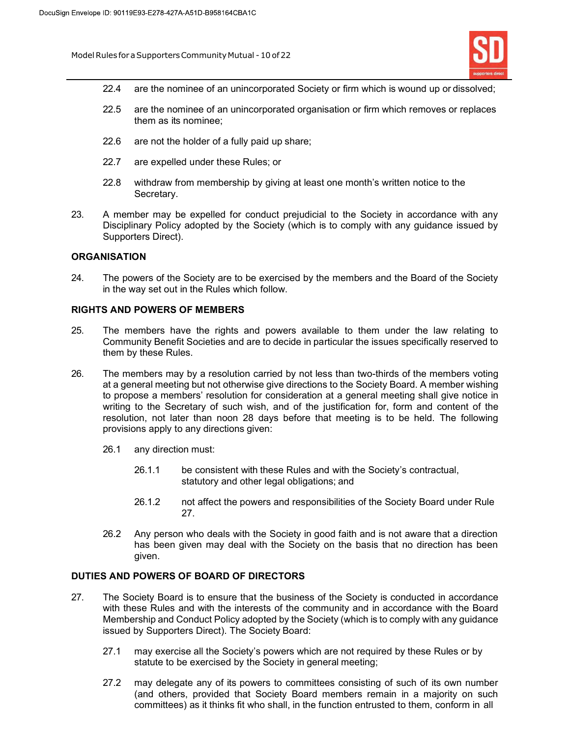22.4 are the nominee of an unincorporated Society or firm which is wound up or dissolved;

22.5 are the nominee of an unincorporated organisation or firm which removes or replaces them as its nominee;

22.6 are not the holder of a fully paid up share;

22.7 are expelled under these Rules; or

22.8 withdraw from membership by giving at least one month's written notice to the Secretary.

23. A member may be expelled for conduct prejudicial to the Society in accordance with any Disciplinary Policy adopted by the Society (which is to comply with any guidance issued by Supporters Direct).

## ORGANISATION

24. The powers of the Society are to be exercised by the members and the Board of the Society in the way set out in the Rules which follow.

## RIGHTS AND POWERS OF MEMBERS

25. The members have the rights and powers available to them under the law relating to Community Benefit Societies and are to decide in particular the issues specifically reserved to them by these Rules.

26. The members may by a resolution carried by not less than two-thirds of the members voting at a general meeting but not otherwise give directions to the Society Board. A member wishing to propose a members' resolution for consideration at a general meeting shall give notice in writing to the Secretary of such wish, and of the justification for, form and content of the resolution, not later than noon 28 days before that meeting is to be held. The following provisions apply to any directions given:

26.1 any direction must:

26.1.1 be consistent with these Rules and with the Society's contractual, statutory and other legal obligations; and

26.1.2 not affect the powers and responsibilities of the Society Board under Rule 27.

26.2 Any person who deals with the Society in good faith and is not aware that a direction has been given may deal with the Society on the basis that no direction has been given.

## DUTIES AND POWERS OF BOARD OF DIRECTORS

27. The Society Board is to ensure that the business of the Society is conducted in accordance with these Rules and with the interests of the community and in accordance with the Board Membership and Conduct Policy adopted by the Society (which is to comply with any guidance issued by Supporters Direct). The Society Board:

27.1 may exercise all the Society's powers which are not required by these Rules or by statute to be exercised by the Society in general meeting;

27.2 may delegate any of its powers to committees consisting of such of its own number (and others, provided that Society Board members remain in a majority on such committees) as it thinks fit who shall, in the function entrusted to them, conform in all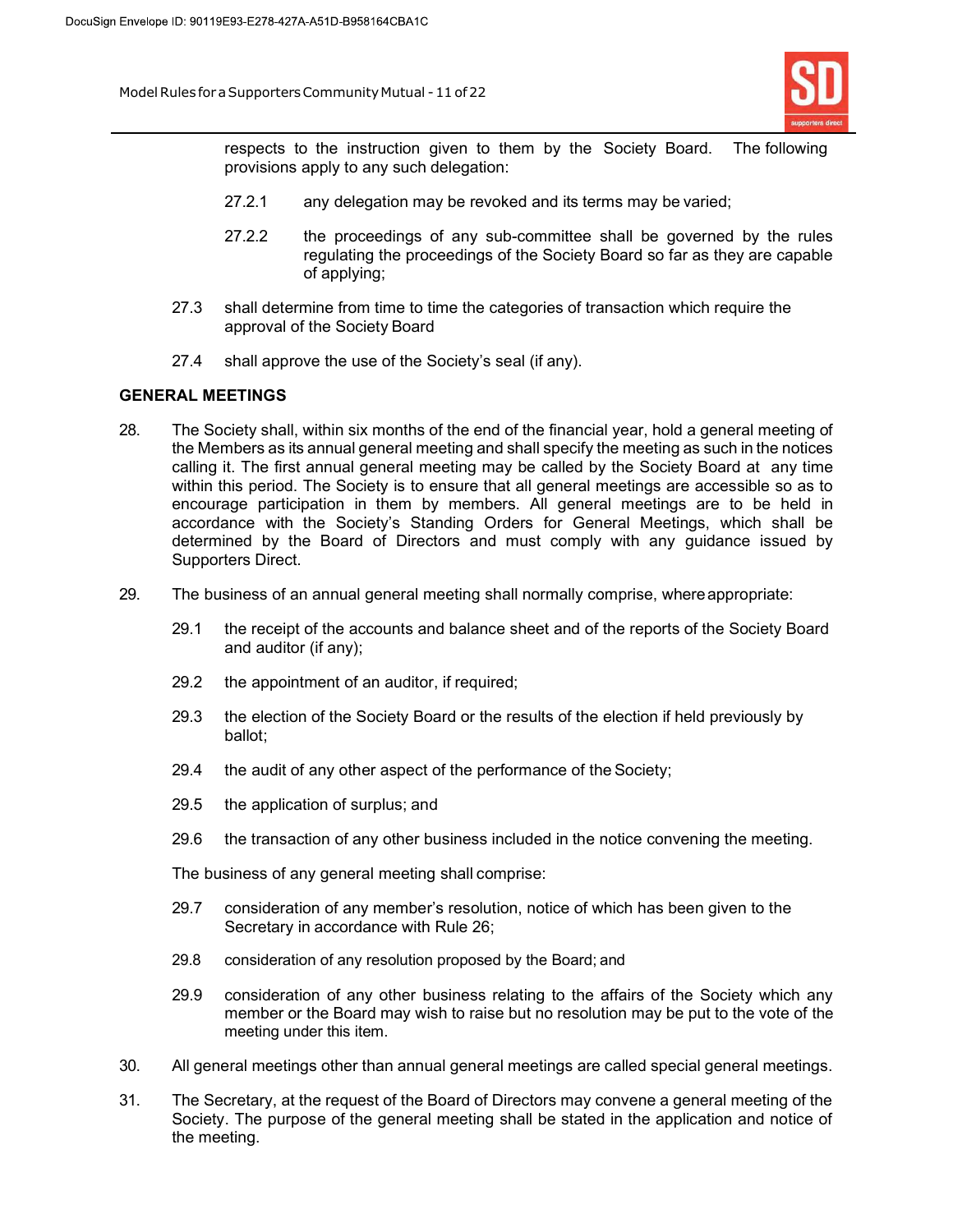respects to the instruction given to them by the Society Board. The following provisions apply to any such delegation:

27.2.1 any delegation may be revoked and its terms may be varied;

27.2.2 the proceedings of any sub-committee shall be governed by the rules regulating the proceedings of the Society Board so far as they are capable of applying;

27.3 shall determine from time to time the categories of transaction which require the approval of the Society Board

27.4 shall approve the use of the Society's seal (if any).

**GENERAL MEETINGS**

28. The Society shall, within six months of the end of the financial year, hold a general meeting of the Members as its annual general meeting and shall specify the meeting as such in the notices calling it. The first annual general meeting may be called by the Society Board at any time within this period. The Society is to ensure that all general meetings are accessible so as to encourage participation in them by members. All general meetings are to be held in accordance with the Society's Standing Orders for General Meetings, which shall be determined by the Board of Directors and must comply with any guidance issued by Supporters Direct.

29. The business of an annual general meeting shall normally comprise, where appropriate:

29.1 the receipt of the accounts and balance sheet and of the reports of the Society Board and auditor (if any);

29.2 the appointment of an auditor, if required;

29.3 the election of the Society Board or the results of the election if held previously by ballot;

29.4 the audit of any other aspect of the performance of the Society;

29.5 the application of surplus; and

29.6 the transaction of any other business included in the notice convening the meeting.

The business of any general meeting shall comprise:

29.7 consideration of any member's resolution, notice of which has been given to the Secretary in accordance with Rule 26;

29.8 consideration of any resolution proposed by the Board; and

29.9 consideration of any other business relating to the affairs of the Society which any member or the Board may wish to raise but no resolution may be put to the vote of the meeting under this item.

30. All general meetings other than annual general meetings are called special general meetings.

31. The Secretary, at the request of the Board of Directors may convene a general meeting of the Society. The purpose of the general meeting shall be stated in the application and notice of the meeting.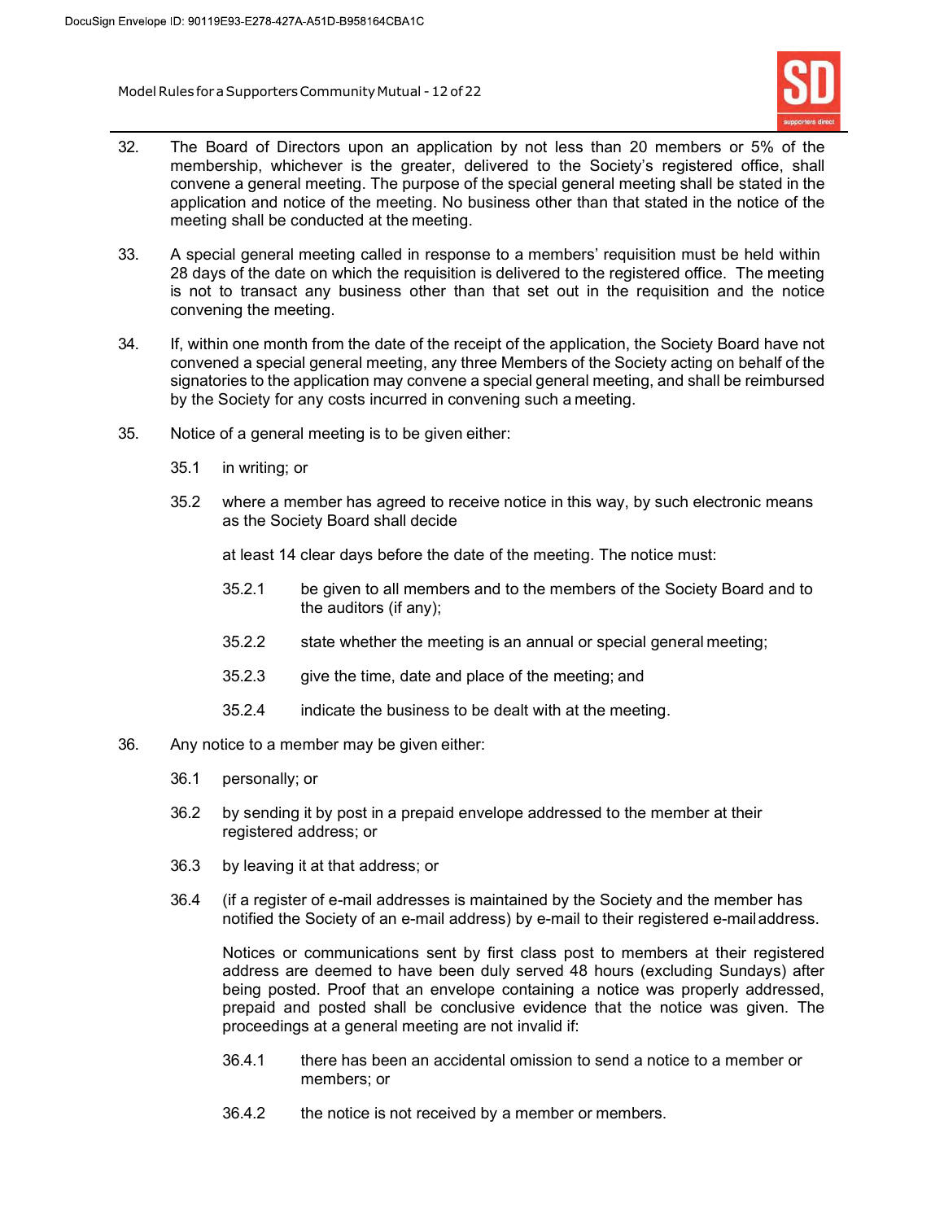32. The Board of Directors upon an application by not less than 20 members or 5% of the membership, whichever is the greater, delivered to the Society's registered office, shall convene a general meeting. The purpose of the special general meeting shall be stated in the application and notice of the meeting. No business other than that stated in the notice of the meeting shall be conducted at the meeting.

33. A special general meeting called in response to a members' requisition must be held within 28 days of the date on which the requisition is delivered to the registered office. The meeting is not to transact any business other than that set out in the requisition and the notice convening the meeting.

34. If, within one month from the date of the receipt of the application, the Society Board have not convened a special general meeting, any three Members of the Society acting on behalf of the signatories to the application may convene a special general meeting, and shall be reimbursed by the Society for any costs incurred in convening such a meeting.

35. Notice of a general meeting is to be given either:

    35.1 in writing; or

    35.2 where a member has agreed to receive notice in this way, by such electronic means as the Society Board shall decide

    at least 14 clear days before the date of the meeting. The notice must:

    35.2.1 be given to all members and to the members of the Society Board and to the auditors (if any);

    35.2.2 state whether the meeting is an annual or special general meeting;

    35.2.3 give the time, date and place of the meeting; and

    35.2.4 indicate the business to be dealt with at the meeting.

36. Any notice to a member may be given either:

    36.1 personally; or

    36.2 by sending it by post in a prepaid envelope addressed to the member at their registered address; or

    36.3 by leaving it at that address; or

    36.4 (if a register of e-mail addresses is maintained by the Society and the member has notified the Society of an e-mail address) by e-mail to their registered e-mail address.

    Notices or communications sent by first class post to members at their registered address are deemed to have been duly served 48 hours (excluding Sundays) after being posted. Proof that an envelope containing a notice was properly addressed, prepaid and posted shall be conclusive evidence that the notice was given. The proceedings at a general meeting are not invalid if:

    36.4.1 there has been an accidental omission to send a notice to a member or members; or

    36.4.2 the notice is not received by a member or members.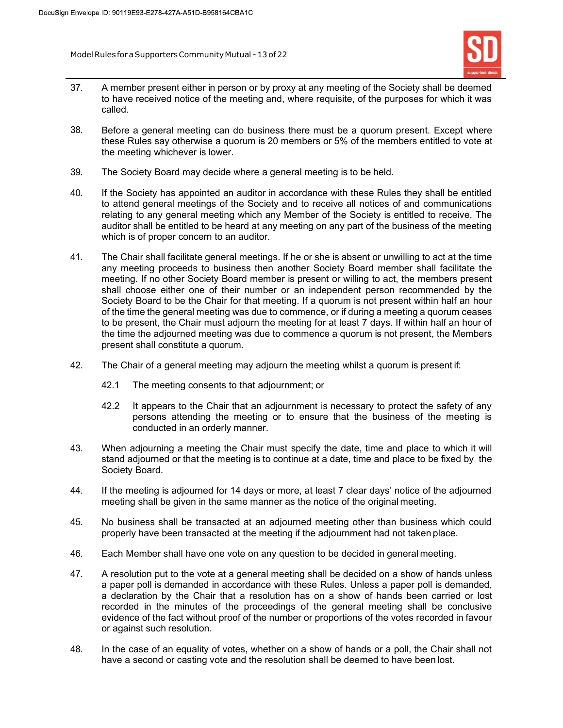37. A member present either in person or by proxy at any meeting of the Society shall be deemed to have received notice of the meeting and, where requisite, of the purposes for which it was called.

38. Before a general meeting can do business there must be a quorum present. Except where these Rules say otherwise a quorum is 20 members or 5% of the members entitled to vote at the meeting whichever is lower.

39. The Society Board may decide where a general meeting is to be held.

40. If the Society has appointed an auditor in accordance with these Rules they shall be entitled to attend general meetings of the Society and to receive all notices of and communications relating to any general meeting which any Member of the Society is entitled to receive. The auditor shall be entitled to be heard at any meeting on any part of the business of the meeting which is of proper concern to an auditor.

41. The Chair shall facilitate general meetings. If he or she is absent or unwilling to act at the time any meeting proceeds to business then another Society Board member shall facilitate the meeting. If no other Society Board member is present or willing to act, the members present shall choose either one of their number or an independent person recommended by the Society Board to be the Chair for that meeting. If a quorum is not present within half an hour of the time the general meeting was due to commence, or if during a meeting a quorum ceases to be present, the Chair must adjourn the meeting for at least 7 days. If within half an hour of the time the adjourned meeting was due to commence a quorum is not present, the Members present shall constitute a quorum.

42. The Chair of a general meeting may adjourn the meeting whilst a quorum is present if:

    42.1 The meeting consents to that adjournment; or

    42.2 It appears to the Chair that an adjournment is necessary to protect the safety of any persons attending the meeting or to ensure that the business of the meeting is conducted in an orderly manner.

43. When adjourning a meeting the Chair must specify the date, time and place to which it will stand adjourned or that the meeting is to continue at a date, time and place to be fixed by the Society Board.

44. If the meeting is adjourned for 14 days or more, at least 7 clear days' notice of the adjourned meeting shall be given in the same manner as the notice of the original meeting.

45. No business shall be transacted at an adjourned meeting other than business which could properly have been transacted at the meeting if the adjournment had not taken place.

46. Each Member shall have one vote on any question to be decided in general meeting.

47. A resolution put to the vote at a general meeting shall be decided on a show of hands unless a paper poll is demanded in accordance with these Rules. Unless a paper poll is demanded, a declaration by the Chair that a resolution has on a show of hands been carried or lost recorded in the minutes of the proceedings of the general meeting shall be conclusive evidence of the fact without proof of the number or proportions of the votes recorded in favour or against such resolution.

48. In the case of an equality of votes, whether on a show of hands or a poll, the Chair shall not have a second or casting vote and the resolution shall be deemed to have been lost.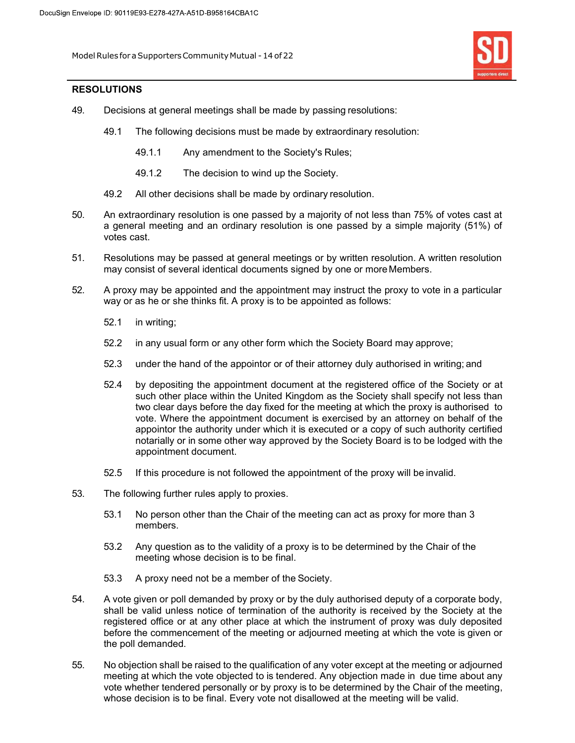## RESOLUTIONS

49. Decisions at general meetings shall be made by passing resolutions:

    49.1 The following decisions must be made by extraordinary resolution:

        49.1.1 Any amendment to the Society's Rules;

        49.1.2 The decision to wind up the Society.

    49.2 All other decisions shall be made by ordinary resolution.

50. An extraordinary resolution is one passed by a majority of not less than 75% of votes cast at a general meeting and an ordinary resolution is one passed by a simple majority (51%) of votes cast.

51. Resolutions may be passed at general meetings or by written resolution. A written resolution may consist of several identical documents signed by one or more Members.

52. A proxy may be appointed and the appointment may instruct the proxy to vote in a particular way or as he or she thinks fit. A proxy is to be appointed as follows:

    52.1 in writing;

    52.2 in any usual form or any other form which the Society Board may approve;

    52.3 under the hand of the appointor or of their attorney duly authorised in writing; and

    52.4 by depositing the appointment document at the registered office of the Society or at such other place within the United Kingdom as the Society shall specify not less than two clear days before the day fixed for the meeting at which the proxy is authorised to vote. Where the appointment document is exercised by an attorney on behalf of the appointor the authority under which it is executed or a copy of such authority certified notarially or in some other way approved by the Society Board is to be lodged with the appointment document.

    52.5 If this procedure is not followed the appointment of the proxy will be invalid.

53. The following further rules apply to proxies.

    53.1 No person other than the Chair of the meeting can act as proxy for more than 3 members.

    53.2 Any question as to the validity of a proxy is to be determined by the Chair of the meeting whose decision is to be final.

    53.3 A proxy need not be a member of the Society.

54. A vote given or poll demanded by proxy or by the duly authorised deputy of a corporate body, shall be valid unless notice of termination of the authority is received by the Society at the registered office or at any other place at which the instrument of proxy was duly deposited before the commencement of the meeting or adjourned meeting at which the vote is given or the poll demanded.

55. No objection shall be raised to the qualification of any voter except at the meeting or adjourned meeting at which the vote objected to is tendered. Any objection made in due time about any vote whether tendered personally or by proxy is to be determined by the Chair of the meeting, whose decision is to be final. Every vote not disallowed at the meeting will be valid.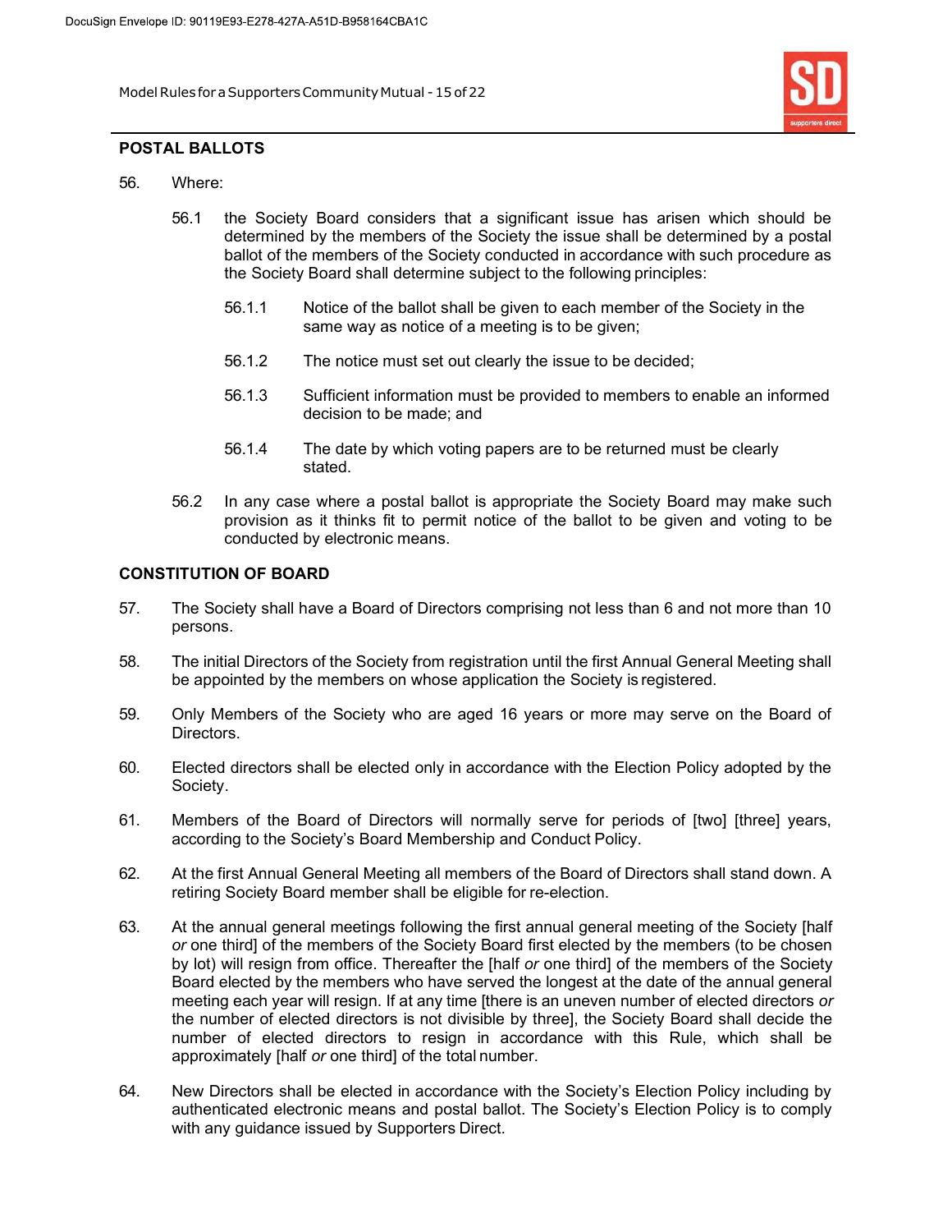## POSTAL BALLOTS

56. Where:

    56.1 the Society Board considers that a significant issue has arisen which should be determined by the members of the Society the issue shall be determined by a postal ballot of the members of the Society conducted in accordance with such procedure as the Society Board shall determine subject to the following principles:

    56.1.1 Notice of the ballot shall be given to each member of the Society in the same way as notice of a meeting is to be given;

    56.1.2 The notice must set out clearly the issue to be decided;

    56.1.3 Sufficient information must be provided to members to enable an informed decision to be made; and

    56.1.4 The date by which voting papers are to be returned must be clearly stated.

    56.2 In any case where a postal ballot is appropriate the Society Board may make such provision as it thinks fit to permit notice of the ballot to be given and voting to be conducted by electronic means.

## CONSTITUTION OF BOARD

57. The Society shall have a Board of Directors comprising not less than 6 and not more than 10 persons.

58. The initial Directors of the Society from registration until the first Annual General Meeting shall be appointed by the members on whose application the Society is registered.

59. Only Members of the Society who are aged 16 years or more may serve on the Board of Directors.

60. Elected directors shall be elected only in accordance with the Election Policy adopted by the Society.

61. Members of the Board of Directors will normally serve for periods of [two] [three] years, according to the Society's Board Membership and Conduct Policy.

62. At the first Annual General Meeting all members of the Board of Directors shall stand down. A retiring Society Board member shall be eligible for re-election.

63. At the annual general meetings following the first annual general meeting of the Society [half *or* one third] of the members of the Society Board first elected by the members (to be chosen by lot) will resign from office. Thereafter the [half *or* one third] of the members of the Society Board elected by the members who have served the longest at the date of the annual general meeting each year will resign. If at any time [there is an uneven number of elected directors *or* the number of elected directors is not divisible by three], the Society Board shall decide the number of elected directors to resign in accordance with this Rule, which shall be approximately [half *or* one third] of the total number.

64. New Directors shall be elected in accordance with the Society's Election Policy including by authenticated electronic means and postal ballot. The Society's Election Policy is to comply with any guidance issued by Supporters Direct.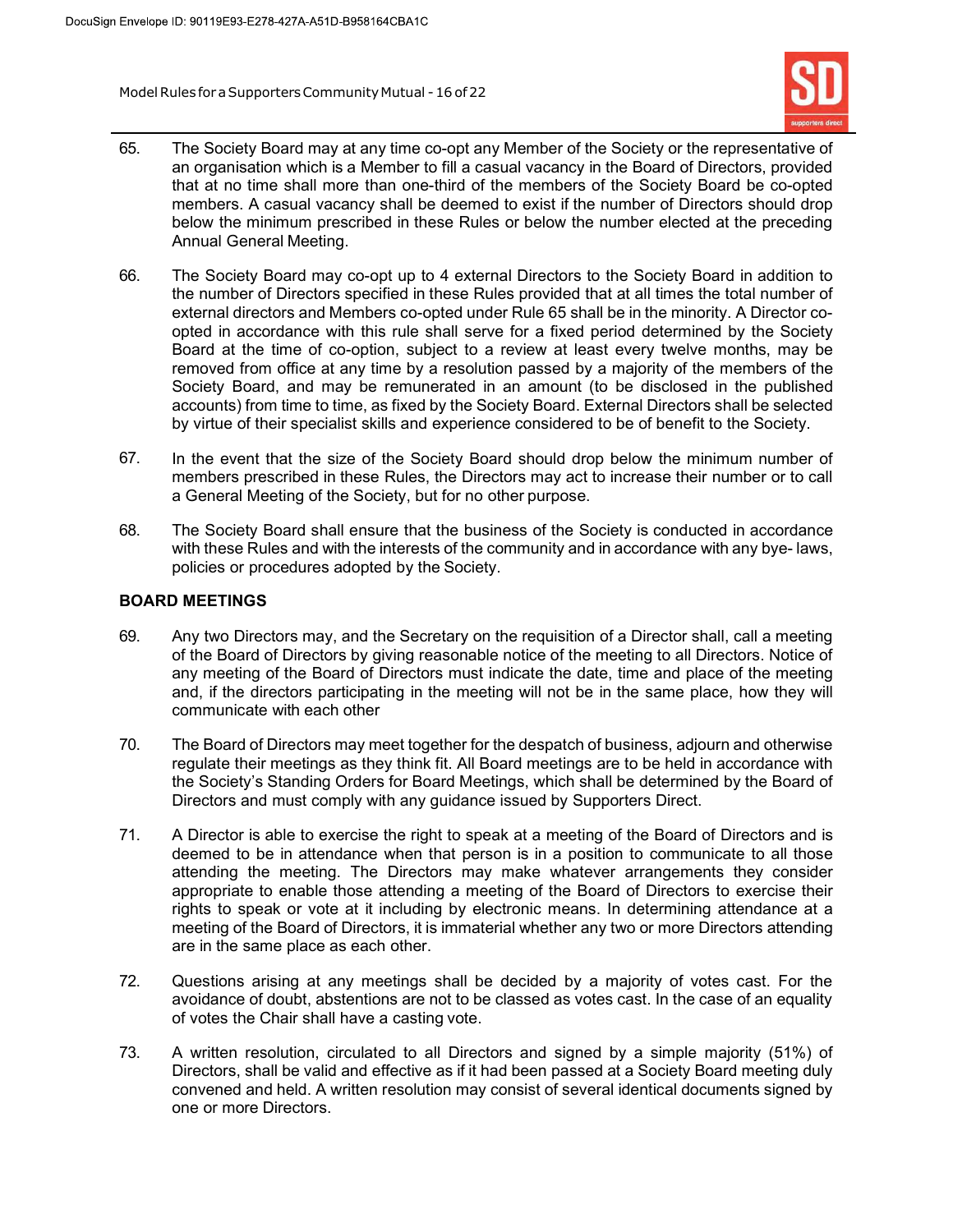65. The Society Board may at any time co-opt any Member of the Society or the representative of an organisation which is a Member to fill a casual vacancy in the Board of Directors, provided that at no time shall more than one-third of the members of the Society Board be co-opted members. A casual vacancy shall be deemed to exist if the number of Directors should drop below the minimum prescribed in these Rules or below the number elected at the preceding Annual General Meeting.

66. The Society Board may co-opt up to 4 external Directors to the Society Board in addition to the number of Directors specified in these Rules provided that at all times the total number of external directors and Members co-opted under Rule 65 shall be in the minority. A Director co-opted in accordance with this rule shall serve for a fixed period determined by the Society Board at the time of co-option, subject to a review at least every twelve months, may be removed from office at any time by a resolution passed by a majority of the members of the Society Board, and may be remunerated in an amount (to be disclosed in the published accounts) from time to time, as fixed by the Society Board. External Directors shall be selected by virtue of their specialist skills and experience considered to be of benefit to the Society.

67. In the event that the size of the Society Board should drop below the minimum number of members prescribed in these Rules, the Directors may act to increase their number or to call a General Meeting of the Society, but for no other purpose.

68. The Society Board shall ensure that the business of the Society is conducted in accordance with these Rules and with the interests of the community and in accordance with any bye- laws, policies or procedures adopted by the Society.

**BOARD MEETINGS**

69. Any two Directors may, and the Secretary on the requisition of a Director shall, call a meeting of the Board of Directors by giving reasonable notice of the meeting to all Directors. Notice of any meeting of the Board of Directors must indicate the date, time and place of the meeting and, if the directors participating in the meeting will not be in the same place, how they will communicate with each other

70. The Board of Directors may meet together for the despatch of business, adjourn and otherwise regulate their meetings as they think fit. All Board meetings are to be held in accordance with the Society's Standing Orders for Board Meetings, which shall be determined by the Board of Directors and must comply with any guidance issued by Supporters Direct.

71. A Director is able to exercise the right to speak at a meeting of the Board of Directors and is deemed to be in attendance when that person is in a position to communicate to all those attending the meeting. The Directors may make whatever arrangements they consider appropriate to enable those attending a meeting of the Board of Directors to exercise their rights to speak or vote at it including by electronic means. In determining attendance at a meeting of the Board of Directors, it is immaterial whether any two or more Directors attending are in the same place as each other.

72. Questions arising at any meetings shall be decided by a majority of votes cast. For the avoidance of doubt, abstentions are not to be classed as votes cast. In the case of an equality of votes the Chair shall have a casting vote.

73. A written resolution, circulated to all Directors and signed by a simple majority (51%) of Directors, shall be valid and effective as if it had been passed at a Society Board meeting duly convened and held. A written resolution may consist of several identical documents signed by one or more Directors.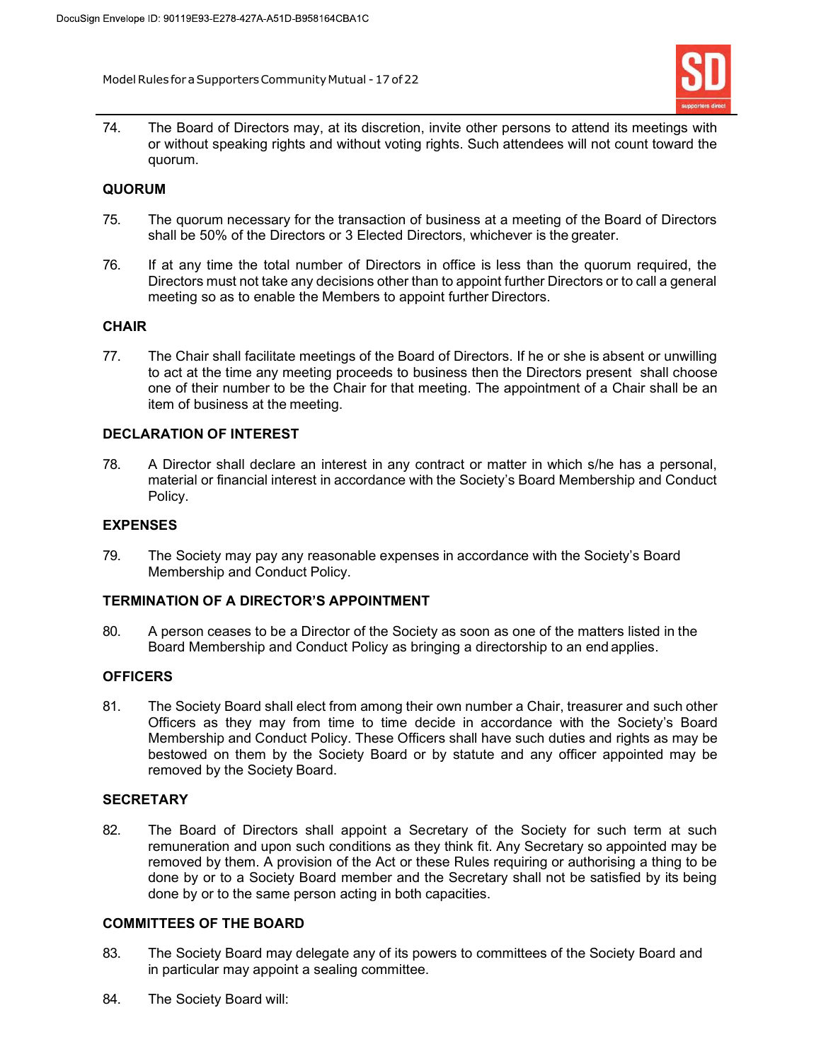74. The Board of Directors may, at its discretion, invite other persons to attend its meetings with or without speaking rights and without voting rights. Such attendees will not count toward the quorum.

### QUORUM

75. The quorum necessary for the transaction of business at a meeting of the Board of Directors shall be 50% of the Directors or 3 Elected Directors, whichever is the greater.

76. If at any time the total number of Directors in office is less than the quorum required, the Directors must not take any decisions other than to appoint further Directors or to call a general meeting so as to enable the Members to appoint further Directors.

### CHAIR

77. The Chair shall facilitate meetings of the Board of Directors. If he or she is absent or unwilling to act at the time any meeting proceeds to business then the Directors present shall choose one of their number to be the Chair for that meeting. The appointment of a Chair shall be an item of business at the meeting.

### DECLARATION OF INTEREST

78. A Director shall declare an interest in any contract or matter in which s/he has a personal, material or financial interest in accordance with the Society's Board Membership and Conduct Policy.

### EXPENSES

79. The Society may pay any reasonable expenses in accordance with the Society's Board Membership and Conduct Policy.

### TERMINATION OF A DIRECTOR'S APPOINTMENT

80. A person ceases to be a Director of the Society as soon as one of the matters listed in the Board Membership and Conduct Policy as bringing a directorship to an end applies.

### OFFICERS

81. The Society Board shall elect from among their own number a Chair, treasurer and such other Officers as they may from time to time decide in accordance with the Society's Board Membership and Conduct Policy. These Officers shall have such duties and rights as may be bestowed on them by the Society Board or by statute and any officer appointed may be removed by the Society Board.

### SECRETARY

82. The Board of Directors shall appoint a Secretary of the Society for such term at such remuneration and upon such conditions as they think fit. Any Secretary so appointed may be removed by them. A provision of the Act or these Rules requiring or authorising a thing to be done by or to a Society Board member and the Secretary shall not be satisfied by its being done by or to the same person acting in both capacities.

### COMMITTEES OF THE BOARD

83. The Society Board may delegate any of its powers to committees of the Society Board and in particular may appoint a sealing committee.

84. The Society Board will: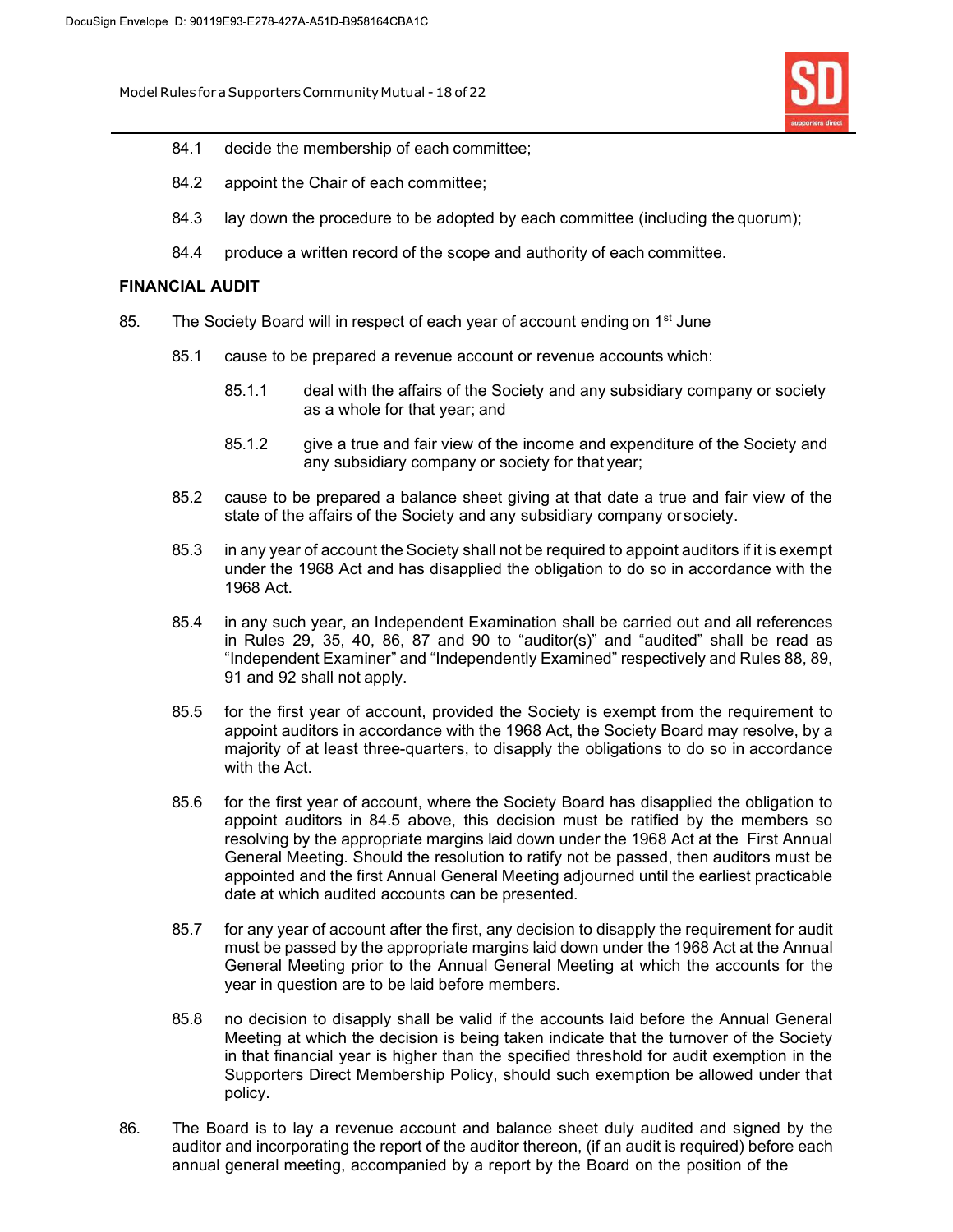84.1 decide the membership of each committee;

84.2 appoint the Chair of each committee;

84.3 lay down the procedure to be adopted by each committee (including the quorum);

84.4 produce a written record of the scope and authority of each committee.

## FINANCIAL AUDIT

85. The Society Board will in respect of each year of account ending on 1st June

85.1 cause to be prepared a revenue account or revenue accounts which:

85.1.1 deal with the affairs of the Society and any subsidiary company or society as a whole for that year; and

85.1.2 give a true and fair view of the income and expenditure of the Society and any subsidiary company or society for that year;

85.2 cause to be prepared a balance sheet giving at that date a true and fair view of the state of the affairs of the Society and any subsidiary company or society.

85.3 in any year of account the Society shall not be required to appoint auditors if it is exempt under the 1968 Act and has disapplied the obligation to do so in accordance with the 1968 Act.

85.4 in any such year, an Independent Examination shall be carried out and all references in Rules 29, 35, 40, 86, 87 and 90 to "auditor(s)" and "audited" shall be read as "Independent Examiner" and "Independently Examined" respectively and Rules 88, 89, 91 and 92 shall not apply.

85.5 for the first year of account, provided the Society is exempt from the requirement to appoint auditors in accordance with the 1968 Act, the Society Board may resolve, by a majority of at least three-quarters, to disapply the obligations to do so in accordance with the Act.

85.6 for the first year of account, where the Society Board has disapplied the obligation to appoint auditors in 84.5 above, this decision must be ratified by the members so resolving by the appropriate margins laid down under the 1968 Act at the First Annual General Meeting. Should the resolution to ratify not be passed, then auditors must be appointed and the first Annual General Meeting adjourned until the earliest practicable date at which audited accounts can be presented.

85.7 for any year of account after the first, any decision to disapply the requirement for audit must be passed by the appropriate margins laid down under the 1968 Act at the Annual General Meeting prior to the Annual General Meeting at which the accounts for the year in question are to be laid before members.

85.8 no decision to disapply shall be valid if the accounts laid before the Annual General Meeting at which the decision is being taken indicate that the turnover of the Society in that financial year is higher than the specified threshold for audit exemption in the Supporters Direct Membership Policy, should such exemption be allowed under that policy.

86. The Board is to lay a revenue account and balance sheet duly audited and signed by the auditor and incorporating the report of the auditor thereon, (if an audit is required) before each annual general meeting, accompanied by a report by the Board on the position of the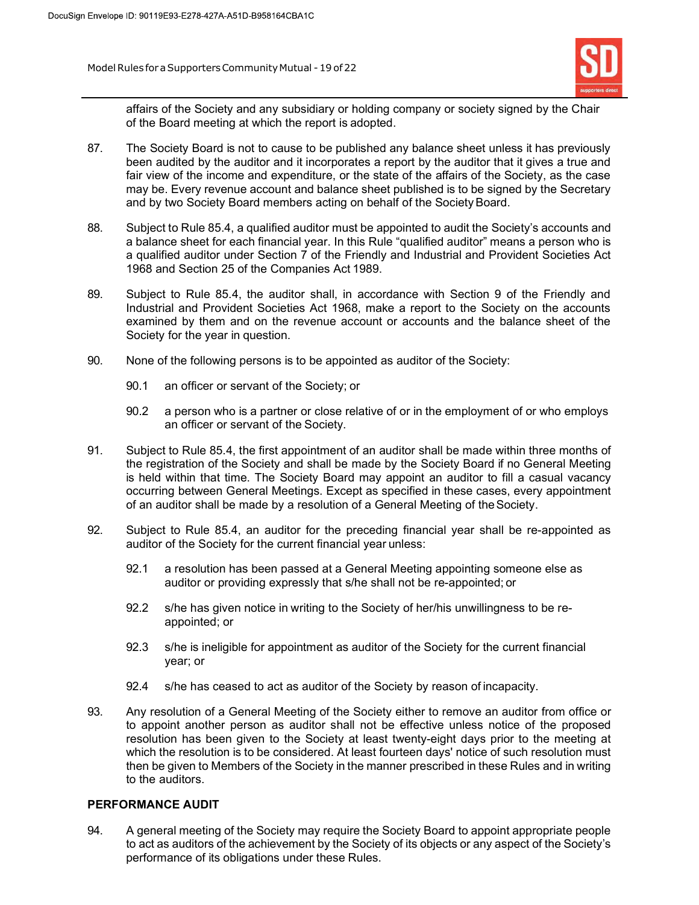affairs of the Society and any subsidiary or holding company or society signed by the Chair of the Board meeting at which the report is adopted.

87. The Society Board is not to cause to be published any balance sheet unless it has previously been audited by the auditor and it incorporates a report by the auditor that it gives a true and fair view of the income and expenditure, or the state of the affairs of the Society, as the case may be. Every revenue account and balance sheet published is to be signed by the Secretary and by two Society Board members acting on behalf of the Society Board.

88. Subject to Rule 85.4, a qualified auditor must be appointed to audit the Society's accounts and a balance sheet for each financial year. In this Rule "qualified auditor" means a person who is a qualified auditor under Section 7 of the Friendly and Industrial and Provident Societies Act 1968 and Section 25 of the Companies Act 1989.

89. Subject to Rule 85.4, the auditor shall, in accordance with Section 9 of the Friendly and Industrial and Provident Societies Act 1968, make a report to the Society on the accounts examined by them and on the revenue account or accounts and the balance sheet of the Society for the year in question.

90. None of the following persons is to be appointed as auditor of the Society:

    90.1 an officer or servant of the Society; or

    90.2 a person who is a partner or close relative of or in the employment of or who employs an officer or servant of the Society.

91. Subject to Rule 85.4, the first appointment of an auditor shall be made within three months of the registration of the Society and shall be made by the Society Board if no General Meeting is held within that time. The Society Board may appoint an auditor to fill a casual vacancy occurring between General Meetings. Except as specified in these cases, every appointment of an auditor shall be made by a resolution of a General Meeting of the Society.

92. Subject to Rule 85.4, an auditor for the preceding financial year shall be re-appointed as auditor of the Society for the current financial year unless:

    92.1 a resolution has been passed at a General Meeting appointing someone else as auditor or providing expressly that s/he shall not be re-appointed; or

    92.2 s/he has given notice in writing to the Society of her/his unwillingness to be re-appointed; or

    92.3 s/he is ineligible for appointment as auditor of the Society for the current financial year; or

    92.4 s/he has ceased to act as auditor of the Society by reason of incapacity.

93. Any resolution of a General Meeting of the Society either to remove an auditor from office or to appoint another person as auditor shall not be effective unless notice of the proposed resolution has been given to the Society at least twenty-eight days prior to the meeting at which the resolution is to be considered. At least fourteen days' notice of such resolution must then be given to Members of the Society in the manner prescribed in these Rules and in writing to the auditors.

## PERFORMANCE AUDIT

94. A general meeting of the Society may require the Society Board to appoint appropriate people to act as auditors of the achievement by the Society of its objects or any aspect of the Society's performance of its obligations under these Rules.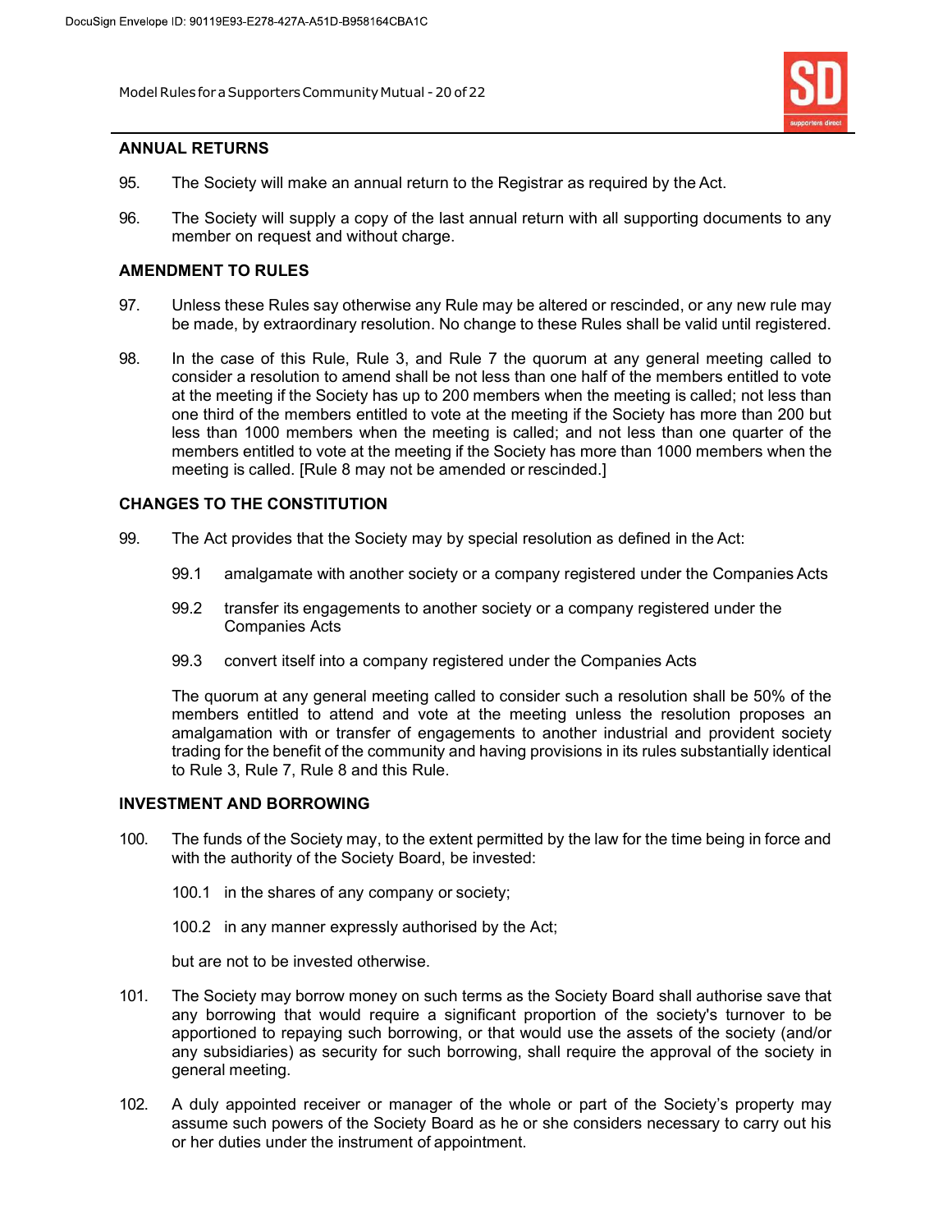## ANNUAL RETURNS

95. The Society will make an annual return to the Registrar as required by the Act.

96. The Society will supply a copy of the last annual return with all supporting documents to any member on request and without charge.

## AMENDMENT TO RULES

97. Unless these Rules say otherwise any Rule may be altered or rescinded, or any new rule may be made, by extraordinary resolution. No change to these Rules shall be valid until registered.

98. In the case of this Rule, Rule 3, and Rule 7 the quorum at any general meeting called to consider a resolution to amend shall be not less than one half of the members entitled to vote at the meeting if the Society has up to 200 members when the meeting is called; not less than one third of the members entitled to vote at the meeting if the Society has more than 200 but less than 1000 members when the meeting is called; and not less than one quarter of the members entitled to vote at the meeting if the Society has more than 1000 members when the meeting is called. [Rule 8 may not be amended or rescinded.]

## CHANGES TO THE CONSTITUTION

99. The Act provides that the Society may by special resolution as defined in the Act:

    99.1 amalgamate with another society or a company registered under the Companies Acts

    99.2 transfer its engagements to another society or a company registered under the Companies Acts

    99.3 convert itself into a company registered under the Companies Acts

    The quorum at any general meeting called to consider such a resolution shall be 50% of the members entitled to attend and vote at the meeting unless the resolution proposes an amalgamation with or transfer of engagements to another industrial and provident society trading for the benefit of the community and having provisions in its rules substantially identical to Rule 3, Rule 7, Rule 8 and this Rule.

## INVESTMENT AND BORROWING

100. The funds of the Society may, to the extent permitted by the law for the time being in force and with the authority of the Society Board, be invested:

    100.1 in the shares of any company or society;

    100.2 in any manner expressly authorised by the Act;

    but are not to be invested otherwise.

101. The Society may borrow money on such terms as the Society Board shall authorise save that any borrowing that would require a significant proportion of the society's turnover to be apportioned to repaying such borrowing, or that would use the assets of the society (and/or any subsidiaries) as security for such borrowing, shall require the approval of the society in general meeting.

102. A duly appointed receiver or manager of the whole or part of the Society's property may assume such powers of the Society Board as he or she considers necessary to carry out his or her duties under the instrument of appointment.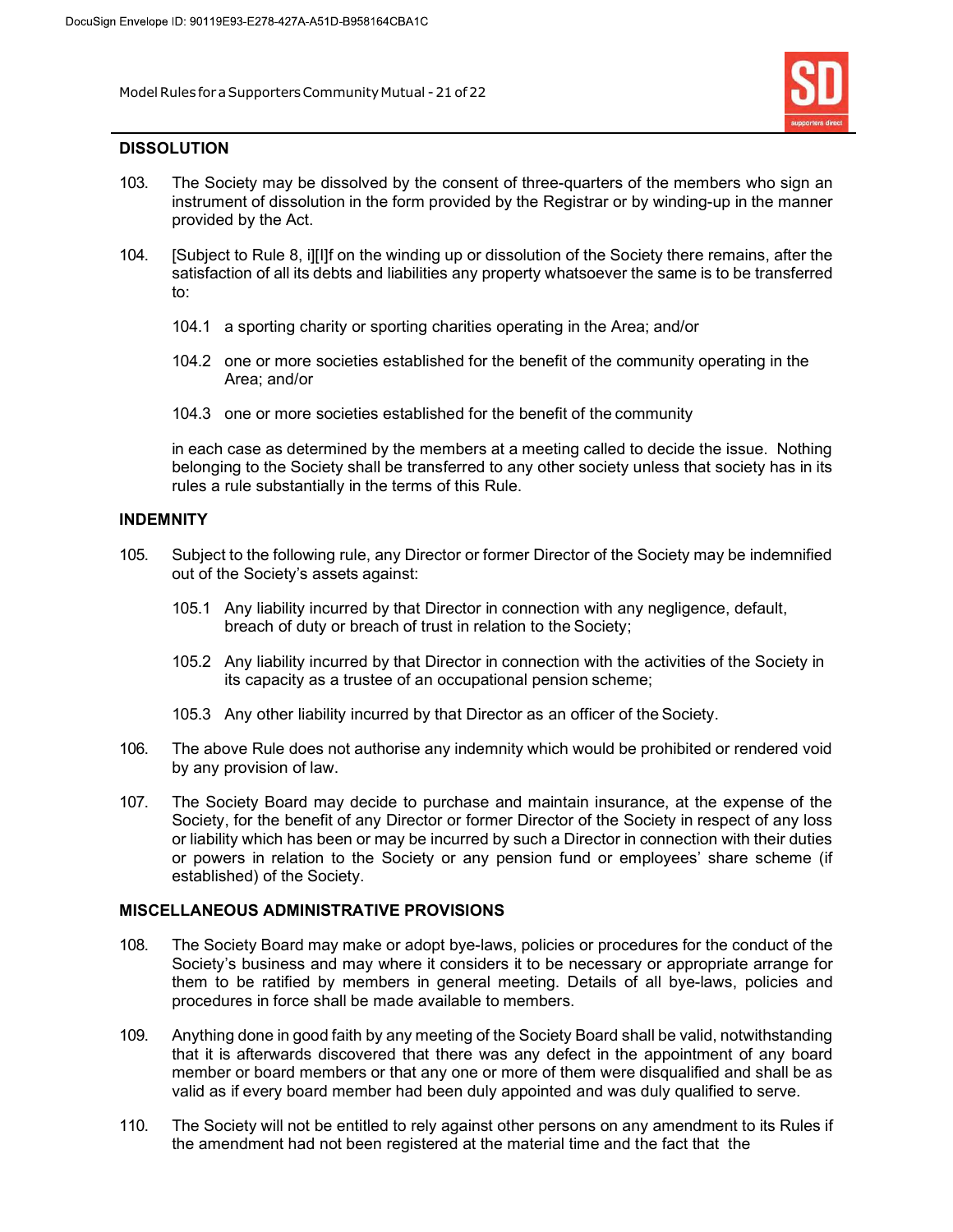## DISSOLUTION

103. The Society may be dissolved by the consent of three-quarters of the members who sign an instrument of dissolution in the form provided by the Registrar or by winding-up in the manner provided by the Act.

104. [Subject to Rule 8, i][I]f on the winding up or dissolution of the Society there remains, after the satisfaction of all its debts and liabilities any property whatsoever the same is to be transferred to:

 104.1 a sporting charity or sporting charities operating in the Area; and/or

 104.2 one or more societies established for the benefit of the community operating in the Area; and/or

 104.3 one or more societies established for the benefit of the community

 in each case as determined by the members at a meeting called to decide the issue. Nothing belonging to the Society shall be transferred to any other society unless that society has in its rules a rule substantially in the terms of this Rule.

## INDEMNITY

105. Subject to the following rule, any Director or former Director of the Society may be indemnified out of the Society's assets against:

 105.1 Any liability incurred by that Director in connection with any negligence, default, breach of duty or breach of trust in relation to the Society;

 105.2 Any liability incurred by that Director in connection with the activities of the Society in its capacity as a trustee of an occupational pension scheme;

 105.3 Any other liability incurred by that Director as an officer of the Society.

106. The above Rule does not authorise any indemnity which would be prohibited or rendered void by any provision of law.

107. The Society Board may decide to purchase and maintain insurance, at the expense of the Society, for the benefit of any Director or former Director of the Society in respect of any loss or liability which has been or may be incurred by such a Director in connection with their duties or powers in relation to the Society or any pension fund or employees' share scheme (if established) of the Society.

## MISCELLANEOUS ADMINISTRATIVE PROVISIONS

108. The Society Board may make or adopt bye-laws, policies or procedures for the conduct of the Society's business and may where it considers it to be necessary or appropriate arrange for them to be ratified by members in general meeting. Details of all bye-laws, policies and procedures in force shall be made available to members.

109. Anything done in good faith by any meeting of the Society Board shall be valid, notwithstanding that it is afterwards discovered that there was any defect in the appointment of any board member or board members or that any one or more of them were disqualified and shall be as valid as if every board member had been duly appointed and was duly qualified to serve.

110. The Society will not be entitled to rely against other persons on any amendment to its Rules if the amendment had not been registered at the material time and the fact that the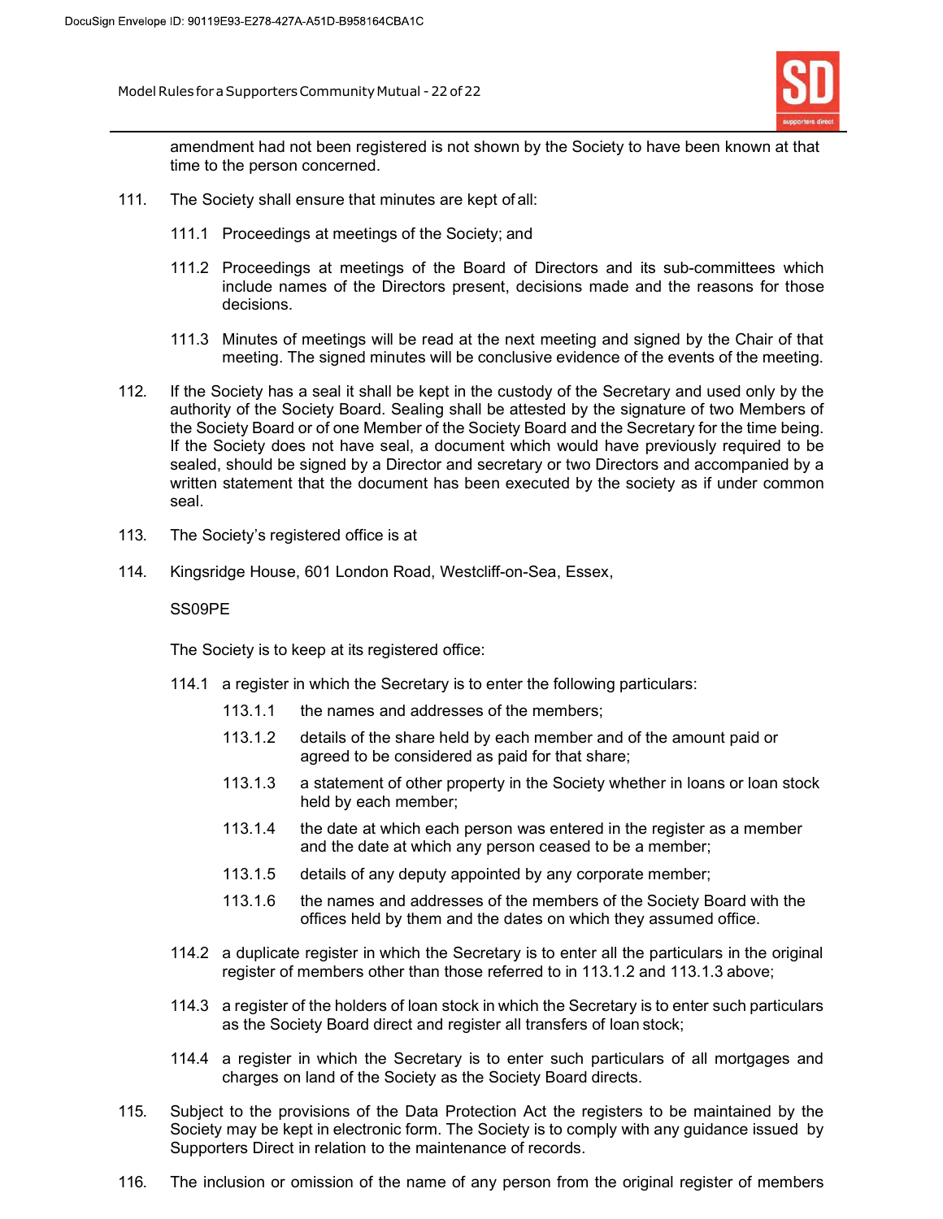amendment had not been registered is not shown by the Society to have been known at that time to the person concerned.

111. The Society shall ensure that minutes are kept of all:

  111.1 Proceedings at meetings of the Society; and

  111.2 Proceedings at meetings of the Board of Directors and its sub-committees which include names of the Directors present, decisions made and the reasons for those decisions.

  111.3 Minutes of meetings will be read at the next meeting and signed by the Chair of that meeting. The signed minutes will be conclusive evidence of the events of the meeting.

112. If the Society has a seal it shall be kept in the custody of the Secretary and used only by the authority of the Society Board. Sealing shall be attested by the signature of two Members of the Society Board or of one Member of the Society Board and the Secretary for the time being. If the Society does not have seal, a document which would have previously required to be sealed, should be signed by a Director and secretary or two Directors and accompanied by a written statement that the document has been executed by the society as if under common seal.

113. The Society's registered office is at

114. Kingsridge House, 601 London Road, Westcliff-on-Sea, Essex,

SS09PE

The Society is to keep at its registered office:

  114.1 a register in which the Secretary is to enter the following particulars:

    113.1.1 the names and addresses of the members;

    113.1.2 details of the share held by each member and of the amount paid or agreed to be considered as paid for that share;

    113.1.3 a statement of other property in the Society whether in loans or loan stock held by each member;

    113.1.4 the date at which each person was entered in the register as a member and the date at which any person ceased to be a member;

    113.1.5 details of any deputy appointed by any corporate member;

    113.1.6 the names and addresses of the members of the Society Board with the offices held by them and the dates on which they assumed office.

  114.2 a duplicate register in which the Secretary is to enter all the particulars in the original register of members other than those referred to in 113.1.2 and 113.1.3 above;

  114.3 a register of the holders of loan stock in which the Secretary is to enter such particulars as the Society Board direct and register all transfers of loan stock;

  114.4 a register in which the Secretary is to enter such particulars of all mortgages and charges on land of the Society as the Society Board directs.

115. Subject to the provisions of the Data Protection Act the registers to be maintained by the Society may be kept in electronic form. The Society is to comply with any guidance issued by Supporters Direct in relation to the maintenance of records.

116. The inclusion or omission of the name of any person from the original register of members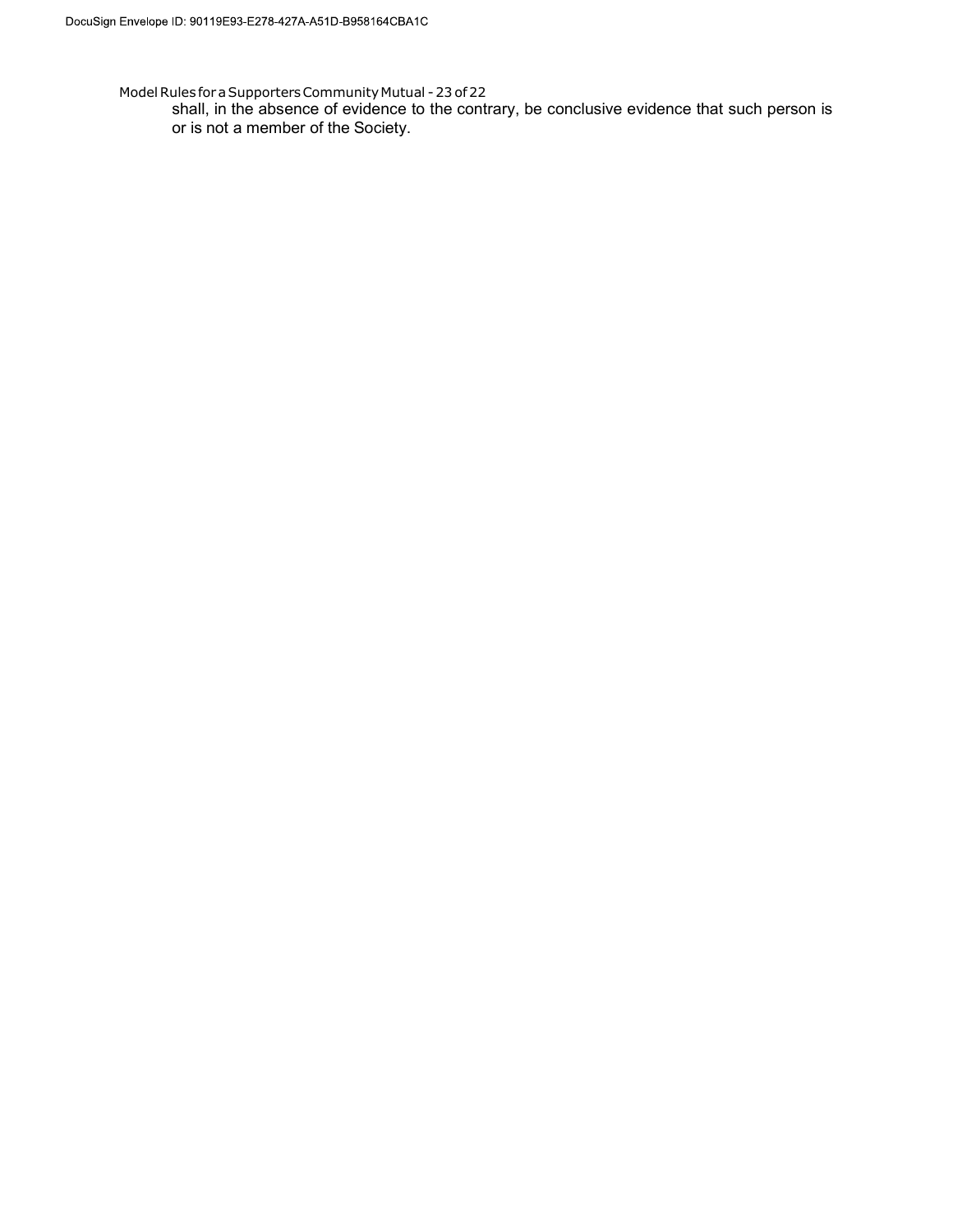shall, in the absence of evidence to the contrary, be conclusive evidence that such person is or is not a member of the Society.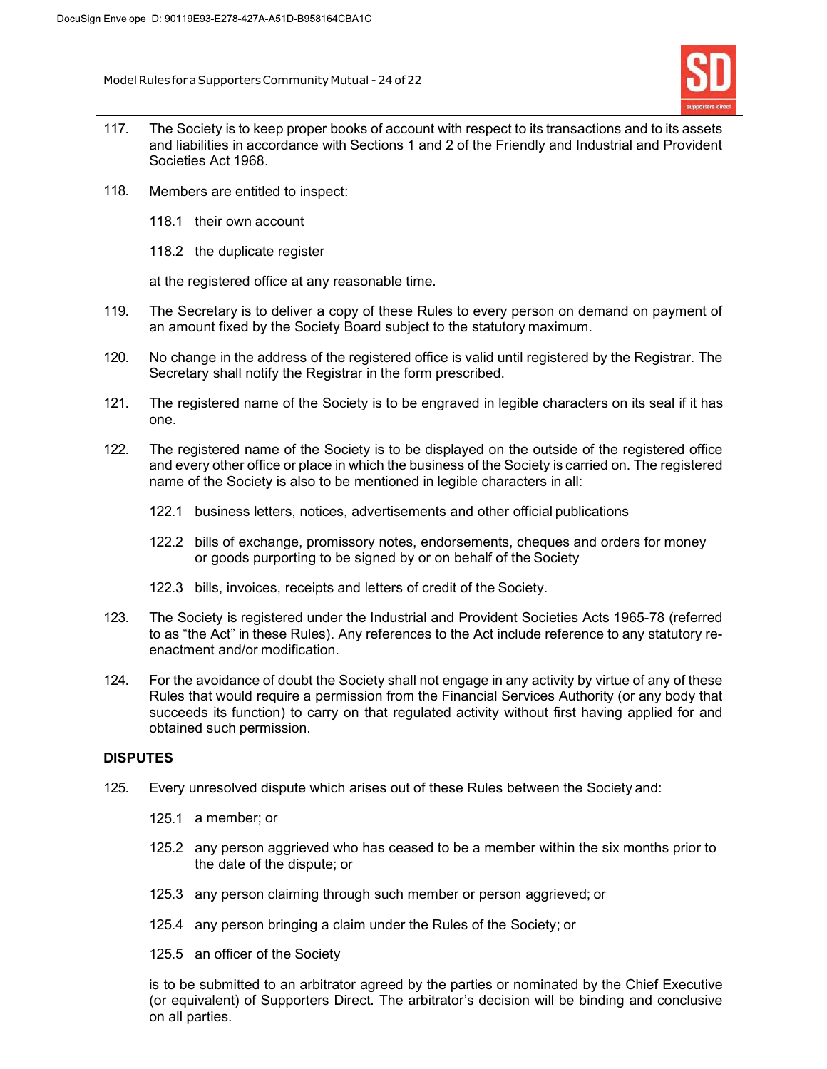117. The Society is to keep proper books of account with respect to its transactions and to its assets and liabilities in accordance with Sections 1 and 2 of the Friendly and Industrial and Provident Societies Act 1968.

118. Members are entitled to inspect:

 118.1 their own account

 118.2 the duplicate register

 at the registered office at any reasonable time.

119. The Secretary is to deliver a copy of these Rules to every person on demand on payment of an amount fixed by the Society Board subject to the statutory maximum.

120. No change in the address of the registered office is valid until registered by the Registrar. The Secretary shall notify the Registrar in the form prescribed.

121. The registered name of the Society is to be engraved in legible characters on its seal if it has one.

122. The registered name of the Society is to be displayed on the outside of the registered office and every other office or place in which the business of the Society is carried on. The registered name of the Society is also to be mentioned in legible characters in all:

 122.1 business letters, notices, advertisements and other official publications

 122.2 bills of exchange, promissory notes, endorsements, cheques and orders for money or goods purporting to be signed by or on behalf of the Society

 122.3 bills, invoices, receipts and letters of credit of the Society.

123. The Society is registered under the Industrial and Provident Societies Acts 1965-78 (referred to as "the Act" in these Rules). Any references to the Act include reference to any statutory re-enactment and/or modification.

124. For the avoidance of doubt the Society shall not engage in any activity by virtue of any of these Rules that would require a permission from the Financial Services Authority (or any body that succeeds its function) to carry on that regulated activity without first having applied for and obtained such permission.

**DISPUTES**

125. Every unresolved dispute which arises out of these Rules between the Society and:

 125.1 a member; or

 125.2 any person aggrieved who has ceased to be a member within the six months prior to the date of the dispute; or

 125.3 any person claiming through such member or person aggrieved; or

 125.4 any person bringing a claim under the Rules of the Society; or

 125.5 an officer of the Society

 is to be submitted to an arbitrator agreed by the parties or nominated by the Chief Executive (or equivalent) of Supporters Direct. The arbitrator's decision will be binding and conclusive on all parties.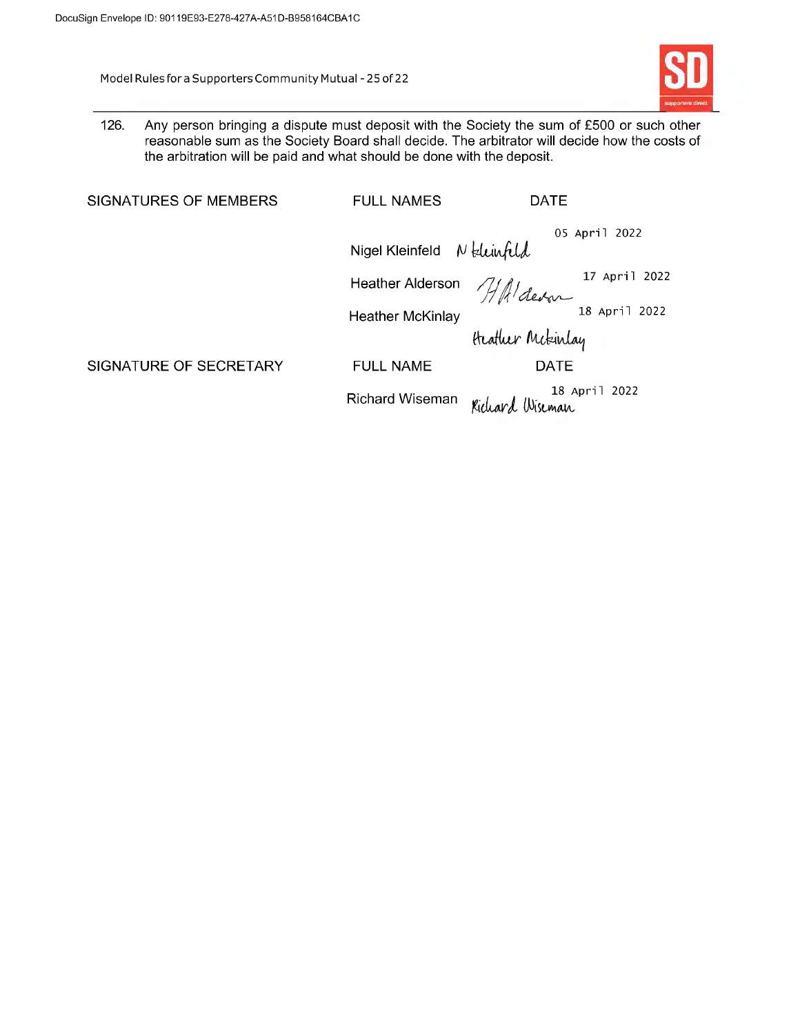126. Any person bringing a dispute must deposit with the Society the sum of £500 or such other reasonable sum as the Society Board shall decide. The arbitrator will decide how the costs of the arbitration will be paid and what should be done with the deposit.

| SIGNATURES OF MEMBERS | FULL NAMES | DATE |
|---|---|---|
| N Kleinfeld | Nigel Kleinfeld | 05 April 2022 |
| H Alderson | Heather Alderson | 17 April 2022 |
| Heather McKinlay | Heather McKinlay | 18 April 2022 |

| SIGNATURE OF SECRETARY | FULL NAME | DATE |
|---|---|---|
| Richard Wiseman | Richard Wiseman | 18 April 2022 |